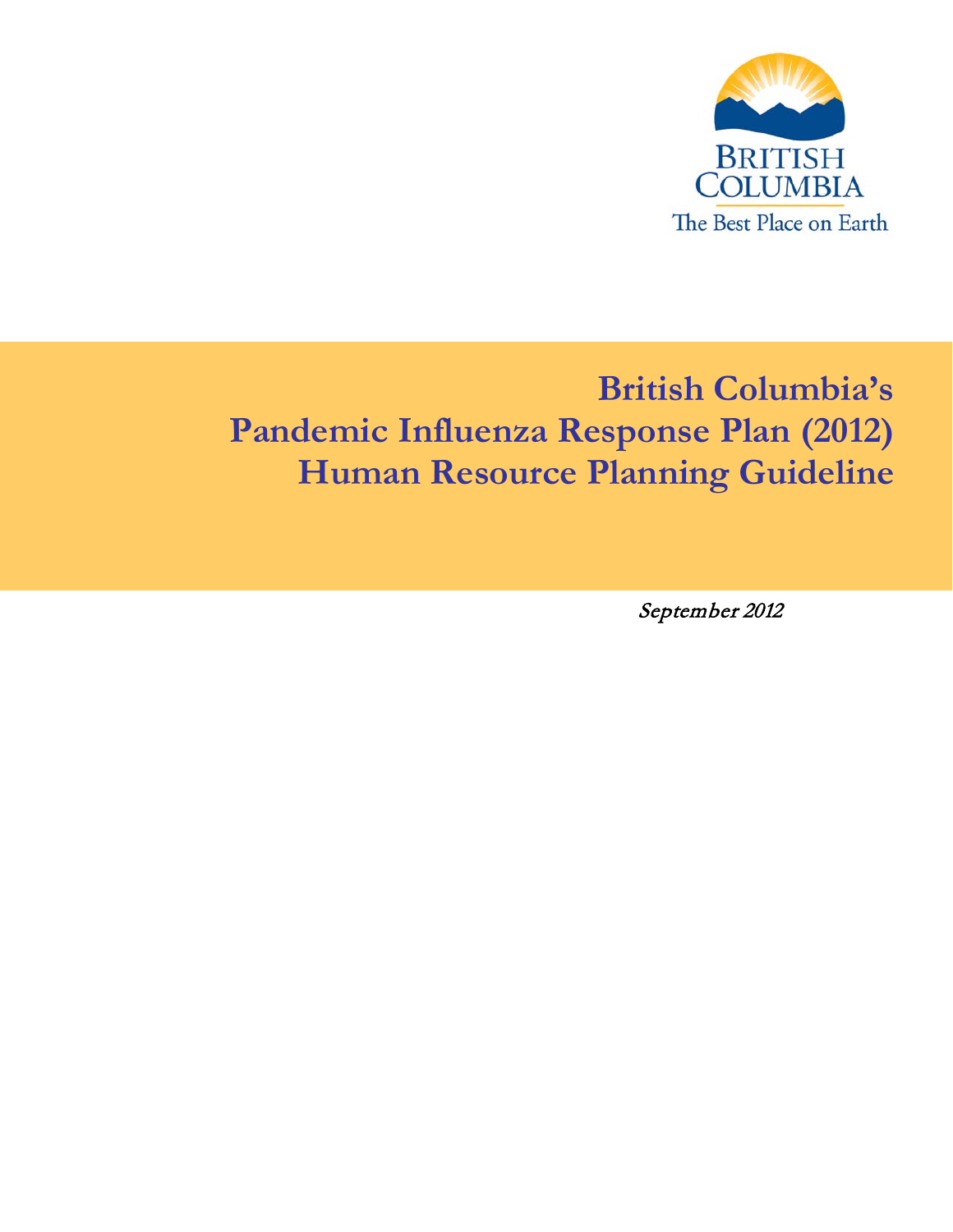BRITISH COLUMBIA

The Best Place on Earth

# British Columbia's Pandemic Influenza Response Plan (2012) Human Resource Planning Guideline

*September 2012*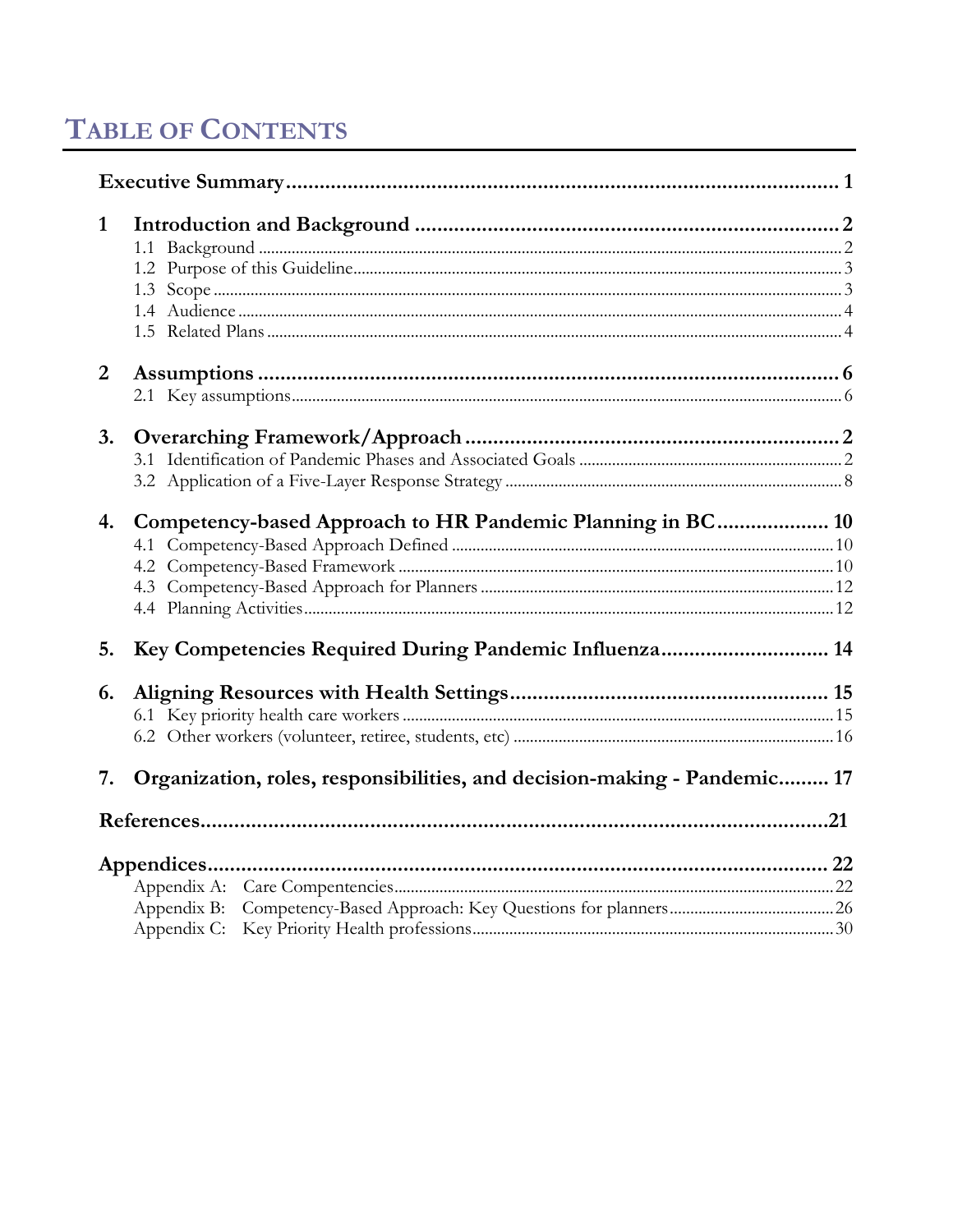# TABLE OF CONTENTS

**Executive Summary** .......... 1

**1 Introduction and Background** .......... 2
- 1.1 Background .......... 2
- 1.2 Purpose of this Guideline .......... 3
- 1.3 Scope .......... 3
- 1.4 Audience .......... 4
- 1.5 Related Plans .......... 4

**2 Assumptions** .......... 6
- 2.1 Key assumptions .......... 6

**3. Overarching Framework/Approach** .......... 2
- 3.1 Identification of Pandemic Phases and Associated Goals .......... 2
- 3.2 Application of a Five-Layer Response Strategy .......... 8

**4. Competency-based Approach to HR Pandemic Planning in BC** .......... 10
- 4.1 Competency-Based Approach Defined .......... 10
- 4.2 Competency-Based Framework .......... 10
- 4.3 Competency-Based Approach for Planners .......... 12
- 4.4 Planning Activities .......... 12

**5. Key Competencies Required During Pandemic Influenza** .......... 14

**6. Aligning Resources with Health Settings** .......... 15
- 6.1 Key priority health care workers .......... 15
- 6.2 Other workers (volunteer, retiree, students, etc) .......... 16

**7. Organization, roles, responsibilities, and decision-making - Pandemic** .......... 17

**References** .......... 21

**Appendices** .......... 22
- Appendix A: Care Compentencies .......... 22
- Appendix B: Competency-Based Approach: Key Questions for planners .......... 26
- Appendix C: Key Priority Health professions .......... 30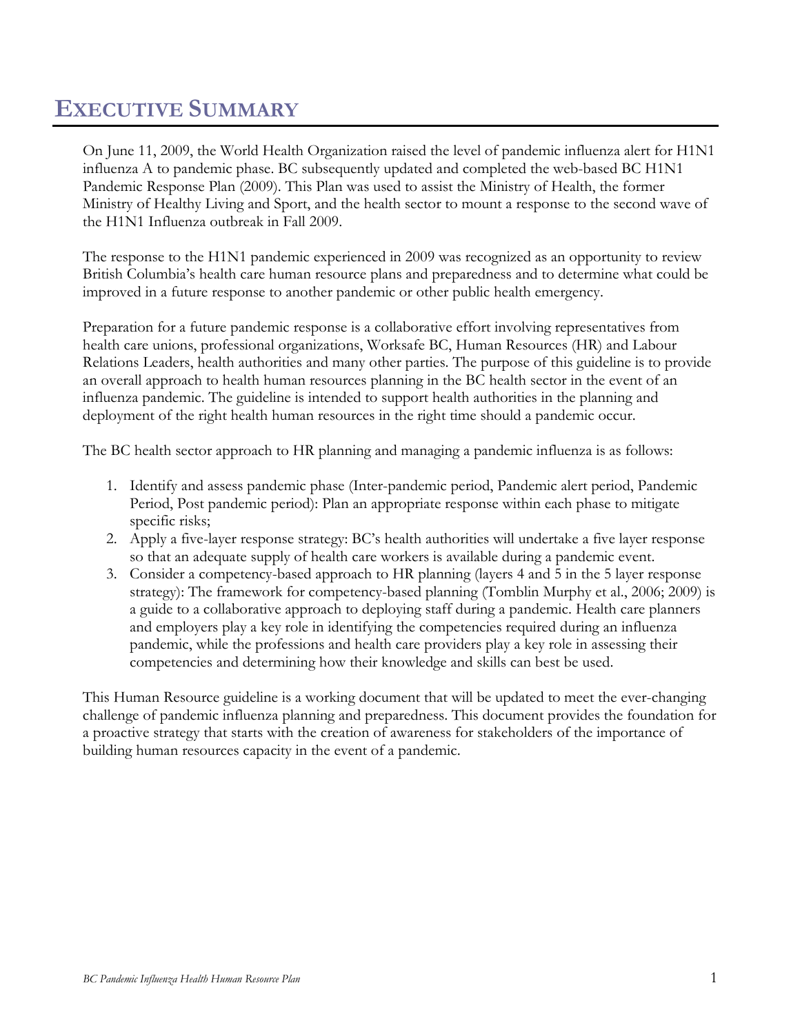# Executive Summary

On June 11, 2009, the World Health Organization raised the level of pandemic influenza alert for H1N1 influenza A to pandemic phase. BC subsequently updated and completed the web-based BC H1N1 Pandemic Response Plan (2009). This Plan was used to assist the Ministry of Health, the former Ministry of Healthy Living and Sport, and the health sector to mount a response to the second wave of the H1N1 Influenza outbreak in Fall 2009.

The response to the H1N1 pandemic experienced in 2009 was recognized as an opportunity to review British Columbia's health care human resource plans and preparedness and to determine what could be improved in a future response to another pandemic or other public health emergency.

Preparation for a future pandemic response is a collaborative effort involving representatives from health care unions, professional organizations, Worksafe BC, Human Resources (HR) and Labour Relations Leaders, health authorities and many other parties. The purpose of this guideline is to provide an overall approach to health human resources planning in the BC health sector in the event of an influenza pandemic. The guideline is intended to support health authorities in the planning and deployment of the right health human resources in the right time should a pandemic occur.

The BC health sector approach to HR planning and managing a pandemic influenza is as follows:

1. Identify and assess pandemic phase (Inter-pandemic period, Pandemic alert period, Pandemic Period, Post pandemic period): Plan an appropriate response within each phase to mitigate specific risks;
2. Apply a five-layer response strategy: BC's health authorities will undertake a five layer response so that an adequate supply of health care workers is available during a pandemic event.
3. Consider a competency-based approach to HR planning (layers 4 and 5 in the 5 layer response strategy): The framework for competency-based planning (Tomblin Murphy et al., 2006; 2009) is a guide to a collaborative approach to deploying staff during a pandemic. Health care planners and employers play a key role in identifying the competencies required during an influenza pandemic, while the professions and health care providers play a key role in assessing their competencies and determining how their knowledge and skills can best be used.

This Human Resource guideline is a working document that will be updated to meet the ever-changing challenge of pandemic influenza planning and preparedness. This document provides the foundation for a proactive strategy that starts with the creation of awareness for stakeholders of the importance of building human resources capacity in the event of a pandemic.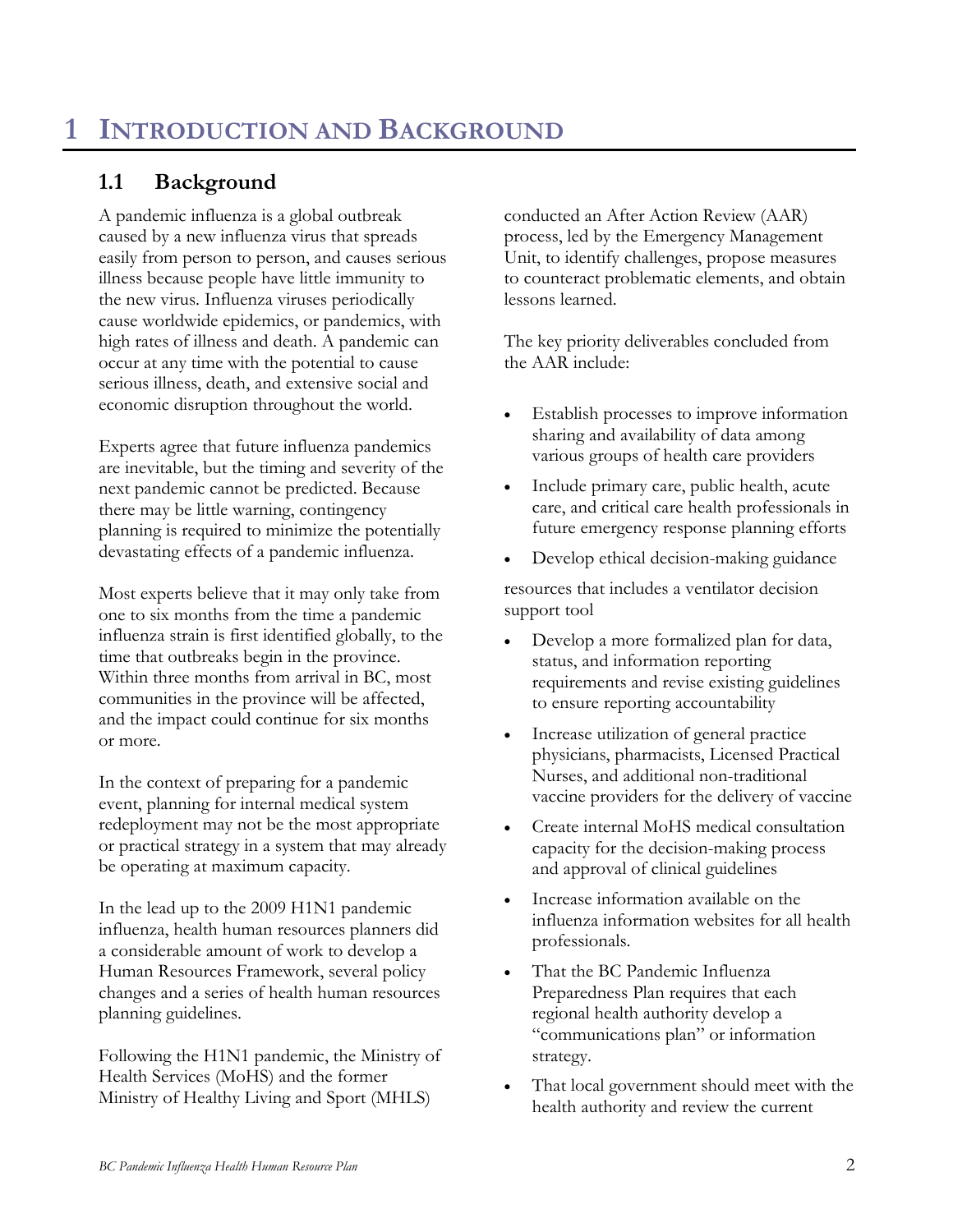# 1 Introduction and Background

## 1.1 Background

A pandemic influenza is a global outbreak caused by a new influenza virus that spreads easily from person to person, and causes serious illness because people have little immunity to the new virus. Influenza viruses periodically cause worldwide epidemics, or pandemics, with high rates of illness and death. A pandemic can occur at any time with the potential to cause serious illness, death, and extensive social and economic disruption throughout the world.

Experts agree that future influenza pandemics are inevitable, but the timing and severity of the next pandemic cannot be predicted. Because there may be little warning, contingency planning is required to minimize the potentially devastating effects of a pandemic influenza.

Most experts believe that it may only take from one to six months from the time a pandemic influenza strain is first identified globally, to the time that outbreaks begin in the province. Within three months from arrival in BC, most communities in the province will be affected, and the impact could continue for six months or more.

In the context of preparing for a pandemic event, planning for internal medical system redeployment may not be the most appropriate or practical strategy in a system that may already be operating at maximum capacity.

In the lead up to the 2009 H1N1 pandemic influenza, health human resources planners did a considerable amount of work to develop a Human Resources Framework, several policy changes and a series of health human resources planning guidelines.

Following the H1N1 pandemic, the Ministry of Health Services (MoHS) and the former Ministry of Healthy Living and Sport (MHLS) conducted an After Action Review (AAR) process, led by the Emergency Management Unit, to identify challenges, propose measures to counteract problematic elements, and obtain lessons learned.

The key priority deliverables concluded from the AAR include:

- Establish processes to improve information sharing and availability of data among various groups of health care providers
- Include primary care, public health, acute care, and critical care health professionals in future emergency response planning efforts
- Develop ethical decision-making guidance resources that includes a ventilator decision support tool
- Develop a more formalized plan for data, status, and information reporting requirements and revise existing guidelines to ensure reporting accountability
- Increase utilization of general practice physicians, pharmacists, Licensed Practical Nurses, and additional non-traditional vaccine providers for the delivery of vaccine
- Create internal MoHS medical consultation capacity for the decision-making process and approval of clinical guidelines
- Increase information available on the influenza information websites for all health professionals.
- That the BC Pandemic Influenza Preparedness Plan requires that each regional health authority develop a "communications plan" or information strategy.
- That local government should meet with the health authority and review the current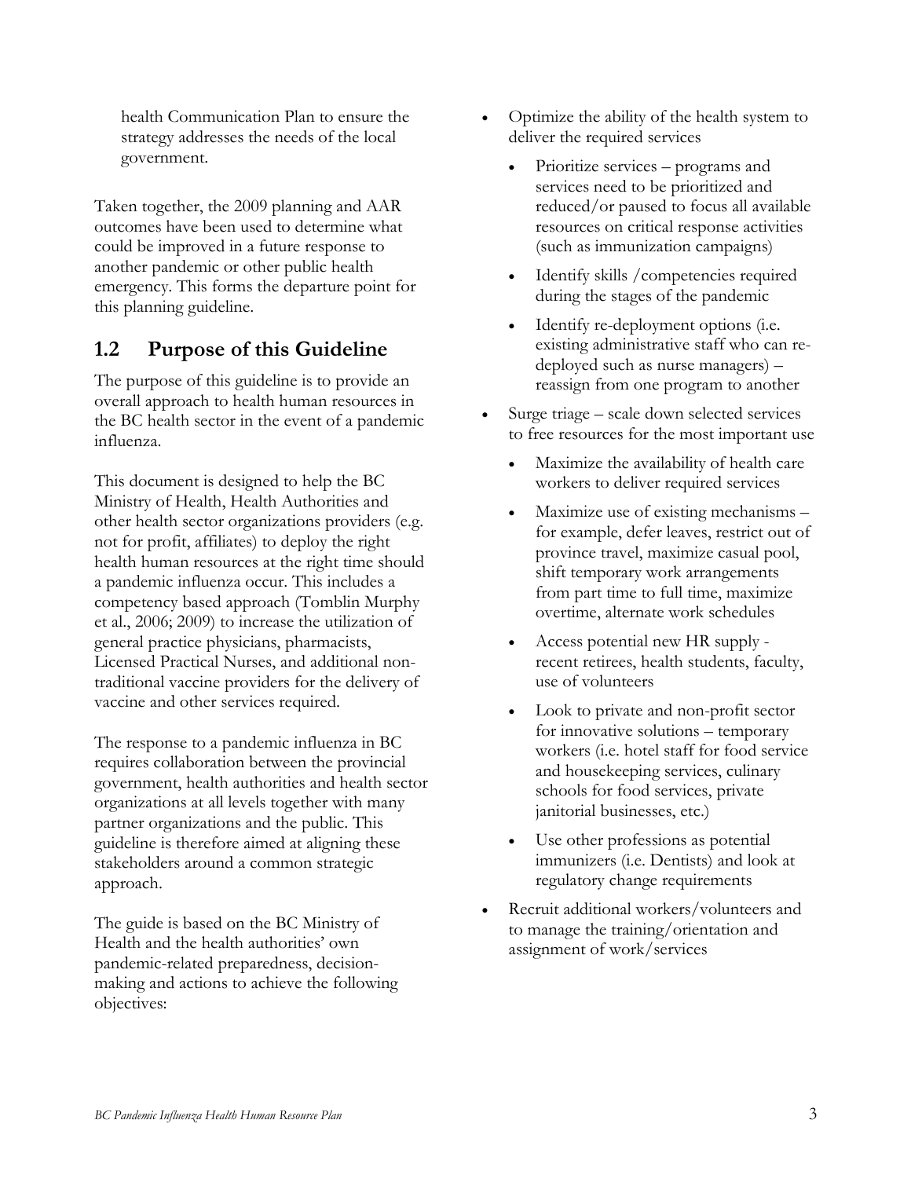health Communication Plan to ensure the strategy addresses the needs of the local government.

Taken together, the 2009 planning and AAR outcomes have been used to determine what could be improved in a future response to another pandemic or other public health emergency. This forms the departure point for this planning guideline.

## 1.2 Purpose of this Guideline

The purpose of this guideline is to provide an overall approach to health human resources in the BC health sector in the event of a pandemic influenza.

This document is designed to help the BC Ministry of Health, Health Authorities and other health sector organizations providers (e.g. not for profit, affiliates) to deploy the right health human resources at the right time should a pandemic influenza occur. This includes a competency based approach (Tomblin Murphy et al., 2006; 2009) to increase the utilization of general practice physicians, pharmacists, Licensed Practical Nurses, and additional non-traditional vaccine providers for the delivery of vaccine and other services required.

The response to a pandemic influenza in BC requires collaboration between the provincial government, health authorities and health sector organizations at all levels together with many partner organizations and the public. This guideline is therefore aimed at aligning these stakeholders around a common strategic approach.

The guide is based on the BC Ministry of Health and the health authorities' own pandemic-related preparedness, decision-making and actions to achieve the following objectives:

- Optimize the ability of the health system to deliver the required services
  - Prioritize services – programs and services need to be prioritized and reduced/or paused to focus all available resources on critical response activities (such as immunization campaigns)
  - Identify skills /competencies required during the stages of the pandemic
  - Identify re-deployment options (i.e. existing administrative staff who can re-deployed such as nurse managers) – reassign from one program to another
- Surge triage – scale down selected services to free resources for the most important use
  - Maximize the availability of health care workers to deliver required services
  - Maximize use of existing mechanisms – for example, defer leaves, restrict out of province travel, maximize casual pool, shift temporary work arrangements from part time to full time, maximize overtime, alternate work schedules
  - Access potential new HR supply - recent retirees, health students, faculty, use of volunteers
  - Look to private and non-profit sector for innovative solutions – temporary workers (i.e. hotel staff for food service and housekeeping services, culinary schools for food services, private janitorial businesses, etc.)
  - Use other professions as potential immunizers (i.e. Dentists) and look at regulatory change requirements
- Recruit additional workers/volunteers and to manage the training/orientation and assignment of work/services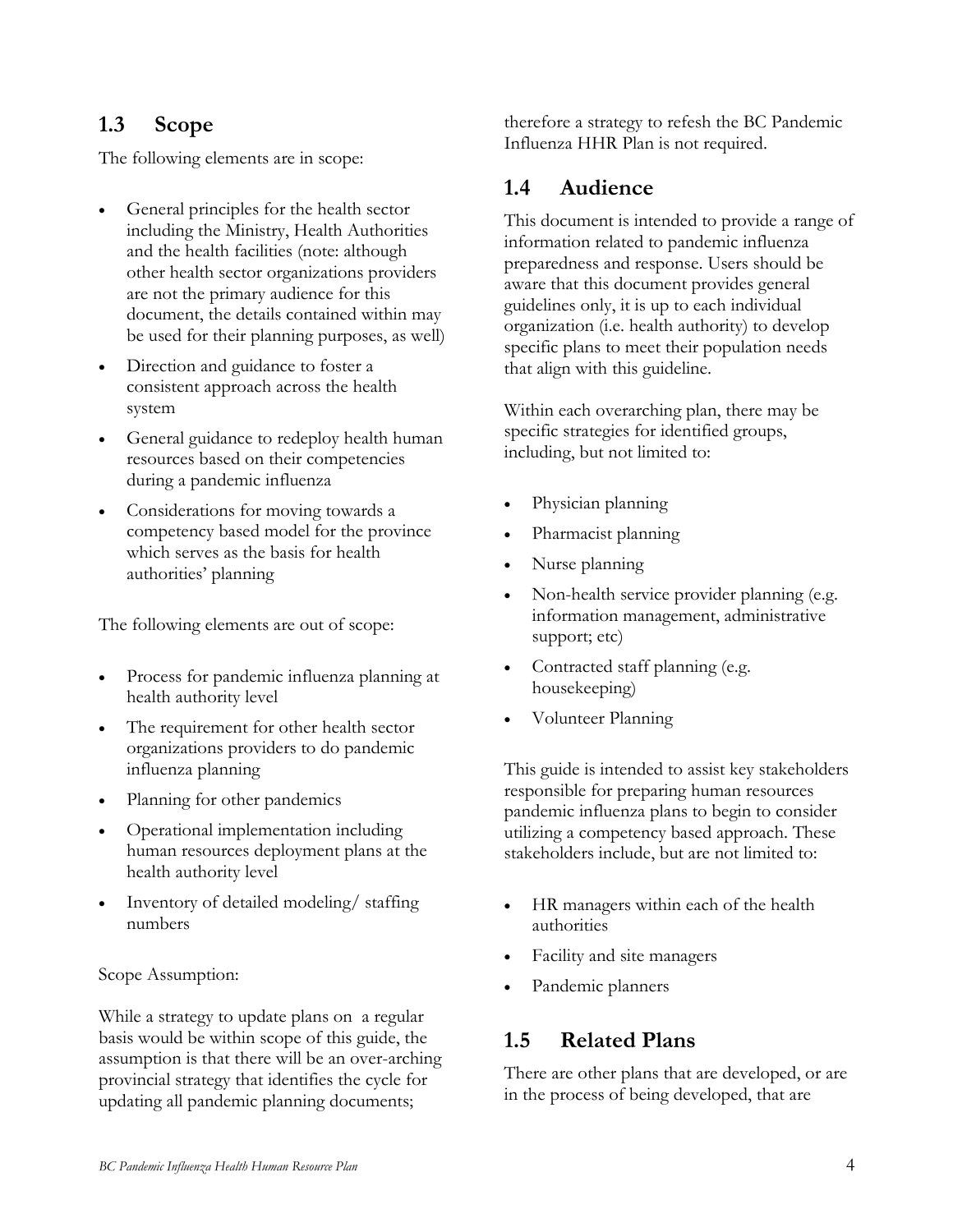## 1.3 Scope

The following elements are in scope:

- General principles for the health sector including the Ministry, Health Authorities and the health facilities (note: although other health sector organizations providers are not the primary audience for this document, the details contained within may be used for their planning purposes, as well)
- Direction and guidance to foster a consistent approach across the health system
- General guidance to redeploy health human resources based on their competencies during a pandemic influenza
- Considerations for moving towards a competency based model for the province which serves as the basis for health authorities' planning

The following elements are out of scope:

- Process for pandemic influenza planning at health authority level
- The requirement for other health sector organizations providers to do pandemic influenza planning
- Planning for other pandemics
- Operational implementation including human resources deployment plans at the health authority level
- Inventory of detailed modeling/ staffing numbers

Scope Assumption:

While a strategy to update plans on a regular basis would be within scope of this guide, the assumption is that there will be an over-arching provincial strategy that identifies the cycle for updating all pandemic planning documents; therefore a strategy to refesh the BC Pandemic Influenza HHR Plan is not required.

## 1.4 Audience

This document is intended to provide a range of information related to pandemic influenza preparedness and response. Users should be aware that this document provides general guidelines only, it is up to each individual organization (i.e. health authority) to develop specific plans to meet their population needs that align with this guideline.

Within each overarching plan, there may be specific strategies for identified groups, including, but not limited to:

- Physician planning
- Pharmacist planning
- Nurse planning
- Non-health service provider planning (e.g. information management, administrative support; etc)
- Contracted staff planning (e.g. housekeeping)
- Volunteer Planning

This guide is intended to assist key stakeholders responsible for preparing human resources pandemic influenza plans to begin to consider utilizing a competency based approach. These stakeholders include, but are not limited to:

- HR managers within each of the health authorities
- Facility and site managers
- Pandemic planners

## 1.5 Related Plans

There are other plans that are developed, or are in the process of being developed, that are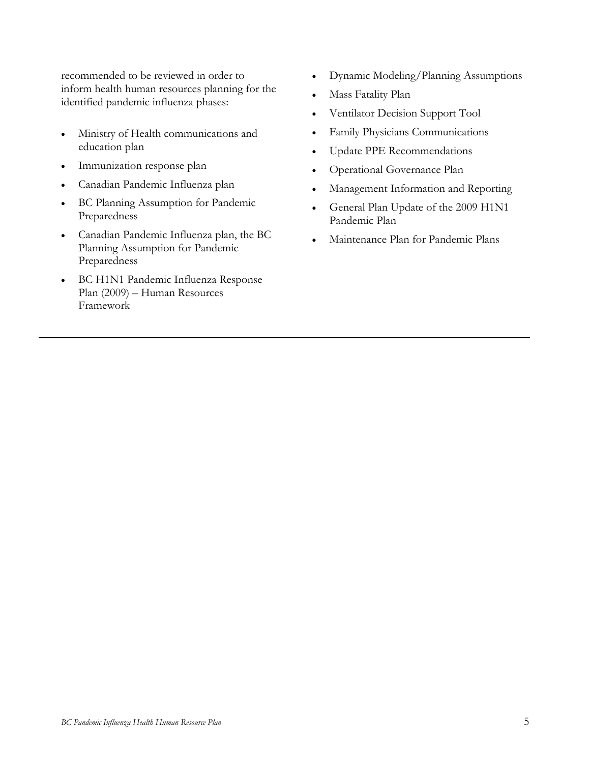recommended to be reviewed in order to inform health human resources planning for the identified pandemic influenza phases:

- Ministry of Health communications and education plan
- Immunization response plan
- Canadian Pandemic Influenza plan
- BC Planning Assumption for Pandemic Preparedness
- Canadian Pandemic Influenza plan, the BC Planning Assumption for Pandemic Preparedness
- BC H1N1 Pandemic Influenza Response Plan (2009) – Human Resources Framework
- Dynamic Modeling/Planning Assumptions
- Mass Fatality Plan
- Ventilator Decision Support Tool
- Family Physicians Communications
- Update PPE Recommendations
- Operational Governance Plan
- Management Information and Reporting
- General Plan Update of the 2009 H1N1 Pandemic Plan
- Maintenance Plan for Pandemic Plans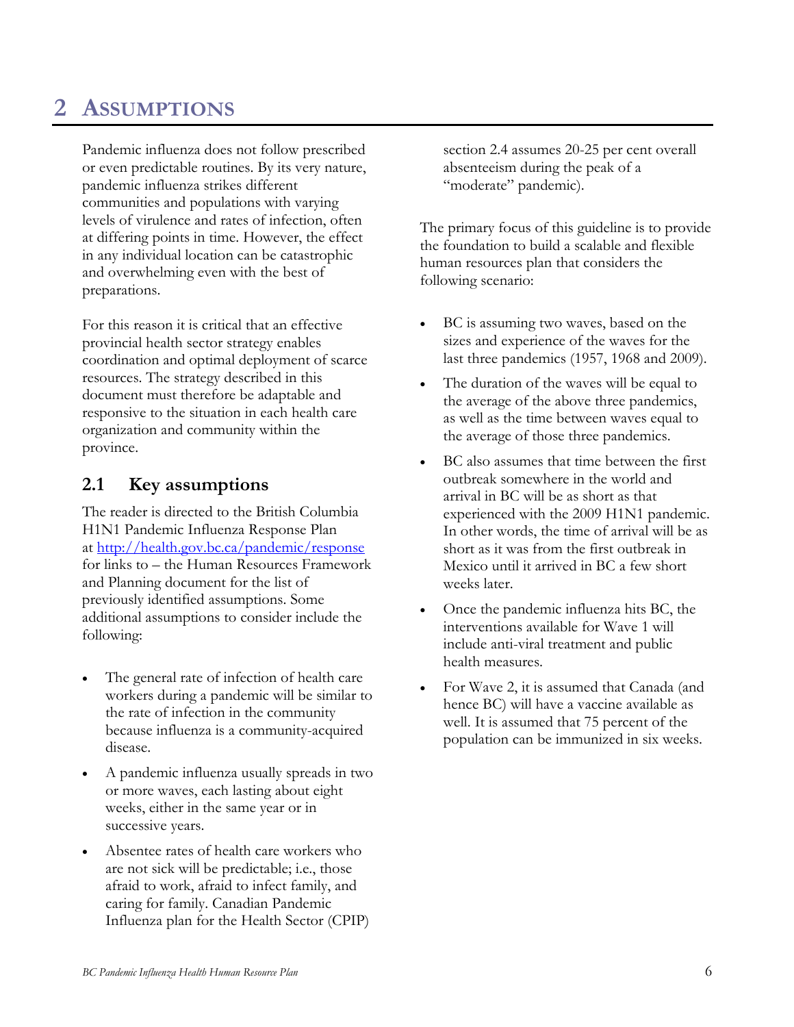# 2 ASSUMPTIONS

Pandemic influenza does not follow prescribed or even predictable routines. By its very nature, pandemic influenza strikes different communities and populations with varying levels of virulence and rates of infection, often at differing points in time. However, the effect in any individual location can be catastrophic and overwhelming even with the best of preparations.

For this reason it is critical that an effective provincial health sector strategy enables coordination and optimal deployment of scarce resources. The strategy described in this document must therefore be adaptable and responsive to the situation in each health care organization and community within the province.

## 2.1 Key assumptions

The reader is directed to the British Columbia H1N1 Pandemic Influenza Response Plan at [http://health.gov.bc.ca/pandemic/response](http://health.gov.bc.ca/pandemic/response) for links to – the Human Resources Framework and Planning document for the list of previously identified assumptions. Some additional assumptions to consider include the following:

- The general rate of infection of health care workers during a pandemic will be similar to the rate of infection in the community because influenza is a community-acquired disease.
- A pandemic influenza usually spreads in two or more waves, each lasting about eight weeks, either in the same year or in successive years.
- Absentee rates of health care workers who are not sick will be predictable; i.e., those afraid to work, afraid to infect family, and caring for family. Canadian Pandemic Influenza plan for the Health Sector (CPIP) section 2.4 assumes 20-25 per cent overall absenteeism during the peak of a "moderate" pandemic).

The primary focus of this guideline is to provide the foundation to build a scalable and flexible human resources plan that considers the following scenario:

- BC is assuming two waves, based on the sizes and experience of the waves for the last three pandemics (1957, 1968 and 2009).
- The duration of the waves will be equal to the average of the above three pandemics, as well as the time between waves equal to the average of those three pandemics.
- BC also assumes that time between the first outbreak somewhere in the world and arrival in BC will be as short as that experienced with the 2009 H1N1 pandemic. In other words, the time of arrival will be as short as it was from the first outbreak in Mexico until it arrived in BC a few short weeks later.
- Once the pandemic influenza hits BC, the interventions available for Wave 1 will include anti-viral treatment and public health measures.
- For Wave 2, it is assumed that Canada (and hence BC) will have a vaccine available as well. It is assumed that 75 percent of the population can be immunized in six weeks.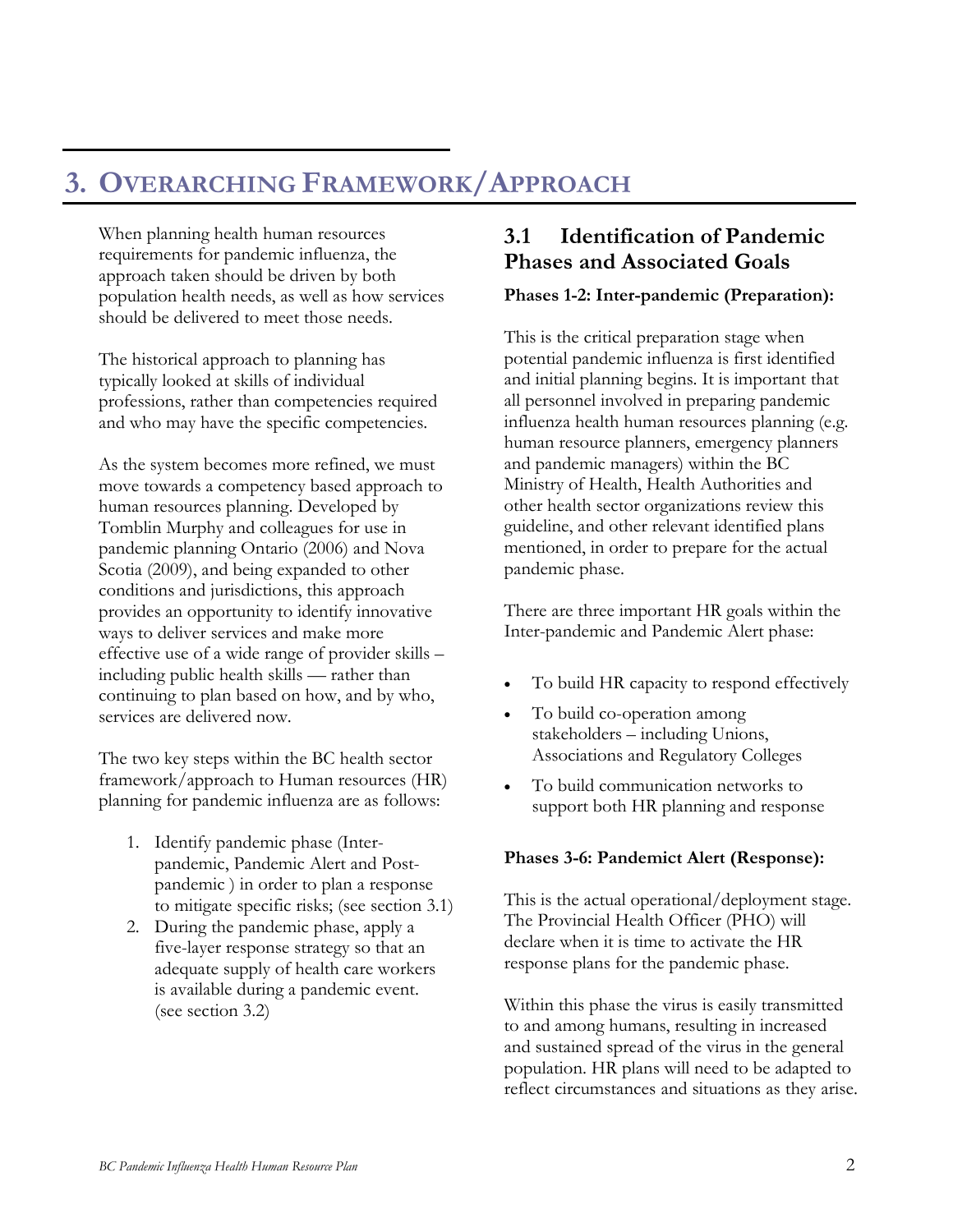# 3. Overarching Framework/Approach

When planning health human resources requirements for pandemic influenza, the approach taken should be driven by both population health needs, as well as how services should be delivered to meet those needs.

The historical approach to planning has typically looked at skills of individual professions, rather than competencies required and who may have the specific competencies.

As the system becomes more refined, we must move towards a competency based approach to human resources planning. Developed by Tomblin Murphy and colleagues for use in pandemic planning Ontario (2006) and Nova Scotia (2009), and being expanded to other conditions and jurisdictions, this approach provides an opportunity to identify innovative ways to deliver services and make more effective use of a wide range of provider skills – including public health skills — rather than continuing to plan based on how, and by who, services are delivered now.

The two key steps within the BC health sector framework/approach to Human resources (HR) planning for pandemic influenza are as follows:

1. Identify pandemic phase (Inter-pandemic, Pandemic Alert and Post-pandemic ) in order to plan a response to mitigate specific risks; (see section 3.1)
2. During the pandemic phase, apply a five-layer response strategy so that an adequate supply of health care workers is available during a pandemic event. (see section 3.2)

## 3.1 Identification of Pandemic Phases and Associated Goals

**Phases 1-2: Inter-pandemic (Preparation):**

This is the critical preparation stage when potential pandemic influenza is first identified and initial planning begins. It is important that all personnel involved in preparing pandemic influenza health human resources planning (e.g. human resource planners, emergency planners and pandemic managers) within the BC Ministry of Health, Health Authorities and other health sector organizations review this guideline, and other relevant identified plans mentioned, in order to prepare for the actual pandemic phase.

There are three important HR goals within the Inter-pandemic and Pandemic Alert phase:

- To build HR capacity to respond effectively
- To build co-operation among stakeholders – including Unions, Associations and Regulatory Colleges
- To build communication networks to support both HR planning and response

**Phases 3-6: Pandemict Alert (Response):**

This is the actual operational/deployment stage. The Provincial Health Officer (PHO) will declare when it is time to activate the HR response plans for the pandemic phase.

Within this phase the virus is easily transmitted to and among humans, resulting in increased and sustained spread of the virus in the general population. HR plans will need to be adapted to reflect circumstances and situations as they arise.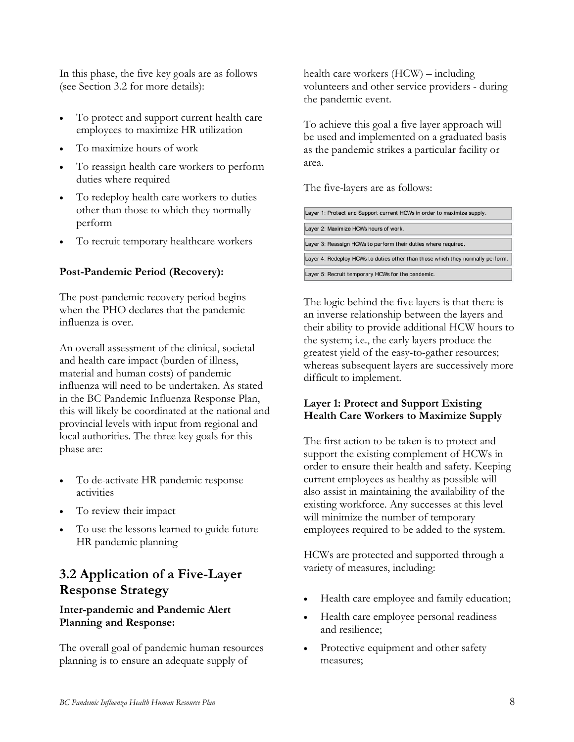In this phase, the five key goals are as follows (see Section 3.2 for more details):

- To protect and support current health care employees to maximize HR utilization
- To maximize hours of work
- To reassign health care workers to perform duties where required
- To redeploy health care workers to duties other than those to which they normally perform
- To recruit temporary healthcare workers

**Post-Pandemic Period (Recovery):**

The post-pandemic recovery period begins when the PHO declares that the pandemic influenza is over.

An overall assessment of the clinical, societal and health care impact (burden of illness, material and human costs) of pandemic influenza will need to be undertaken. As stated in the BC Pandemic Influenza Response Plan, this will likely be coordinated at the national and provincial levels with input from regional and local authorities. The three key goals for this phase are:

- To de-activate HR pandemic response activities
- To review their impact
- To use the lessons learned to guide future HR pandemic planning

## 3.2 Application of a Five-Layer Response Strategy

**Inter-pandemic and Pandemic Alert Planning and Response:**

The overall goal of pandemic human resources planning is to ensure an adequate supply of health care workers (HCW) – including volunteers and other service providers - during the pandemic event.

To achieve this goal a five layer approach will be used and implemented on a graduated basis as the pandemic strikes a particular facility or area.

The five-layers are as follows:

| |
|---|
| Layer 1: Protect and Support current HCWs in order to maximize supply. |
| Layer 2: Maximize HCWs hours of work. |
| Layer 3: Reassign HCWs to perform their duties where required. |
| Layer 4: Redeploy HCWs to duties other than those which they normally perform. |
| Layer 5: Recruit temporary HCWs for the pandemic. |

The logic behind the five layers is that there is an inverse relationship between the layers and their ability to provide additional HCW hours to the system; i.e., the early layers produce the greatest yield of the easy-to-gather resources; whereas subsequent layers are successively more difficult to implement.

**Layer 1: Protect and Support Existing Health Care Workers to Maximize Supply**

The first action to be taken is to protect and support the existing complement of HCWs in order to ensure their health and safety. Keeping current employees as healthy as possible will also assist in maintaining the availability of the existing workforce. Any successes at this level will minimize the number of temporary employees required to be added to the system.

HCWs are protected and supported through a variety of measures, including:

- Health care employee and family education;
- Health care employee personal readiness and resilience;
- Protective equipment and other safety measures;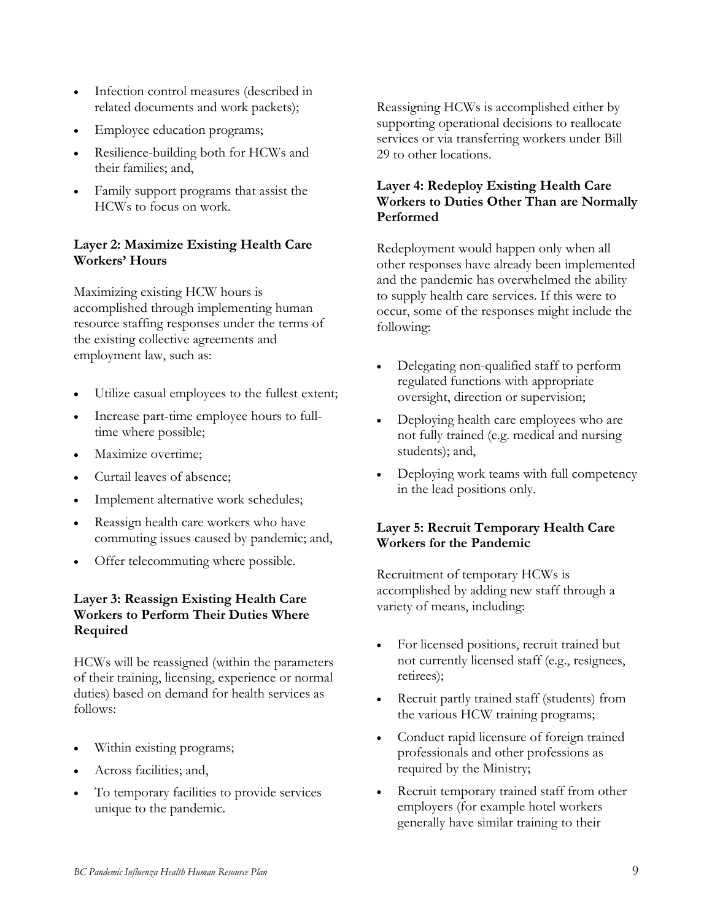- Infection control measures (described in related documents and work packets);
- Employee education programs;
- Resilience-building both for HCWs and their families; and,
- Family support programs that assist the HCWs to focus on work.

**Layer 2: Maximize Existing Health Care Workers' Hours**

Maximizing existing HCW hours is accomplished through implementing human resource staffing responses under the terms of the existing collective agreements and employment law, such as:

- Utilize casual employees to the fullest extent;
- Increase part-time employee hours to full-time where possible;
- Maximize overtime;
- Curtail leaves of absence;
- Implement alternative work schedules;
- Reassign health care workers who have commuting issues caused by pandemic; and,
- Offer telecommuting where possible.

**Layer 3: Reassign Existing Health Care Workers to Perform Their Duties Where Required**

HCWs will be reassigned (within the parameters of their training, licensing, experience or normal duties) based on demand for health services as follows:

- Within existing programs;
- Across facilities; and,
- To temporary facilities to provide services unique to the pandemic.

Reassigning HCWs is accomplished either by supporting operational decisions to reallocate services or via transferring workers under Bill 29 to other locations.

**Layer 4: Redeploy Existing Health Care Workers to Duties Other Than are Normally Performed**

Redeployment would happen only when all other responses have already been implemented and the pandemic has overwhelmed the ability to supply health care services. If this were to occur, some of the responses might include the following:

- Delegating non-qualified staff to perform regulated functions with appropriate oversight, direction or supervision;
- Deploying health care employees who are not fully trained (e.g. medical and nursing students); and,
- Deploying work teams with full competency in the lead positions only.

**Layer 5: Recruit Temporary Health Care Workers for the Pandemic**

Recruitment of temporary HCWs is accomplished by adding new staff through a variety of means, including:

- For licensed positions, recruit trained but not currently licensed staff (e.g., resignees, retirees);
- Recruit partly trained staff (students) from the various HCW training programs;
- Conduct rapid licensure of foreign trained professionals and other professions as required by the Ministry;
- Recruit temporary trained staff from other employers (for example hotel workers generally have similar training to their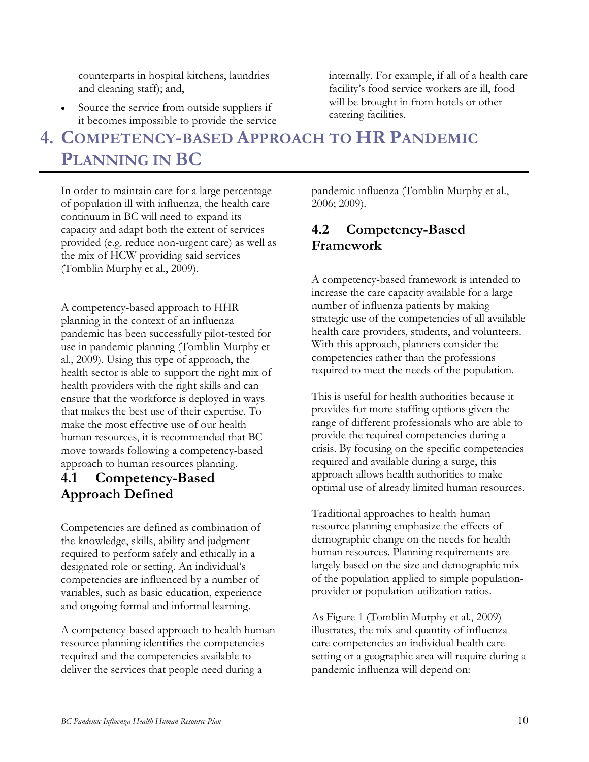counterparts in hospital kitchens, laundries and cleaning staff); and,

- Source the service from outside suppliers if it becomes impossible to provide the service internally. For example, if all of a health care facility's food service workers are ill, food will be brought in from hotels or other catering facilities.

# 4. Competency-based Approach to HR Pandemic Planning in BC

In order to maintain care for a large percentage of population ill with influenza, the health care continuum in BC will need to expand its capacity and adapt both the extent of services provided (e.g. reduce non-urgent care) as well as the mix of HCW providing said services (Tomblin Murphy et al., 2009).

A competency-based approach to HHR planning in the context of an influenza pandemic has been successfully pilot-tested for use in pandemic planning (Tomblin Murphy et al., 2009). Using this type of approach, the health sector is able to support the right mix of health providers with the right skills and can ensure that the workforce is deployed in ways that makes the best use of their expertise. To make the most effective use of our health human resources, it is recommended that BC move towards following a competency-based approach to human resources planning.

## 4.1 Competency-Based Approach Defined

Competencies are defined as combination of the knowledge, skills, ability and judgment required to perform safely and ethically in a designated role or setting. An individual's competencies are influenced by a number of variables, such as basic education, experience and ongoing formal and informal learning.

A competency-based approach to health human resource planning identifies the competencies required and the competencies available to deliver the services that people need during a pandemic influenza (Tomblin Murphy et al., 2006; 2009).

## 4.2 Competency-Based Framework

A competency-based framework is intended to increase the care capacity available for a large number of influenza patients by making strategic use of the competencies of all available health care providers, students, and volunteers. With this approach, planners consider the competencies rather than the professions required to meet the needs of the population.

This is useful for health authorities because it provides for more staffing options given the range of different professionals who are able to provide the required competencies during a crisis. By focusing on the specific competencies required and available during a surge, this approach allows health authorities to make optimal use of already limited human resources.

Traditional approaches to health human resource planning emphasize the effects of demographic change on the needs for health human resources. Planning requirements are largely based on the size and demographic mix of the population applied to simple population-provider or population-utilization ratios.

As Figure 1 (Tomblin Murphy et al., 2009) illustrates, the mix and quantity of influenza care competencies an individual health care setting or a geographic area will require during a pandemic influenza will depend on: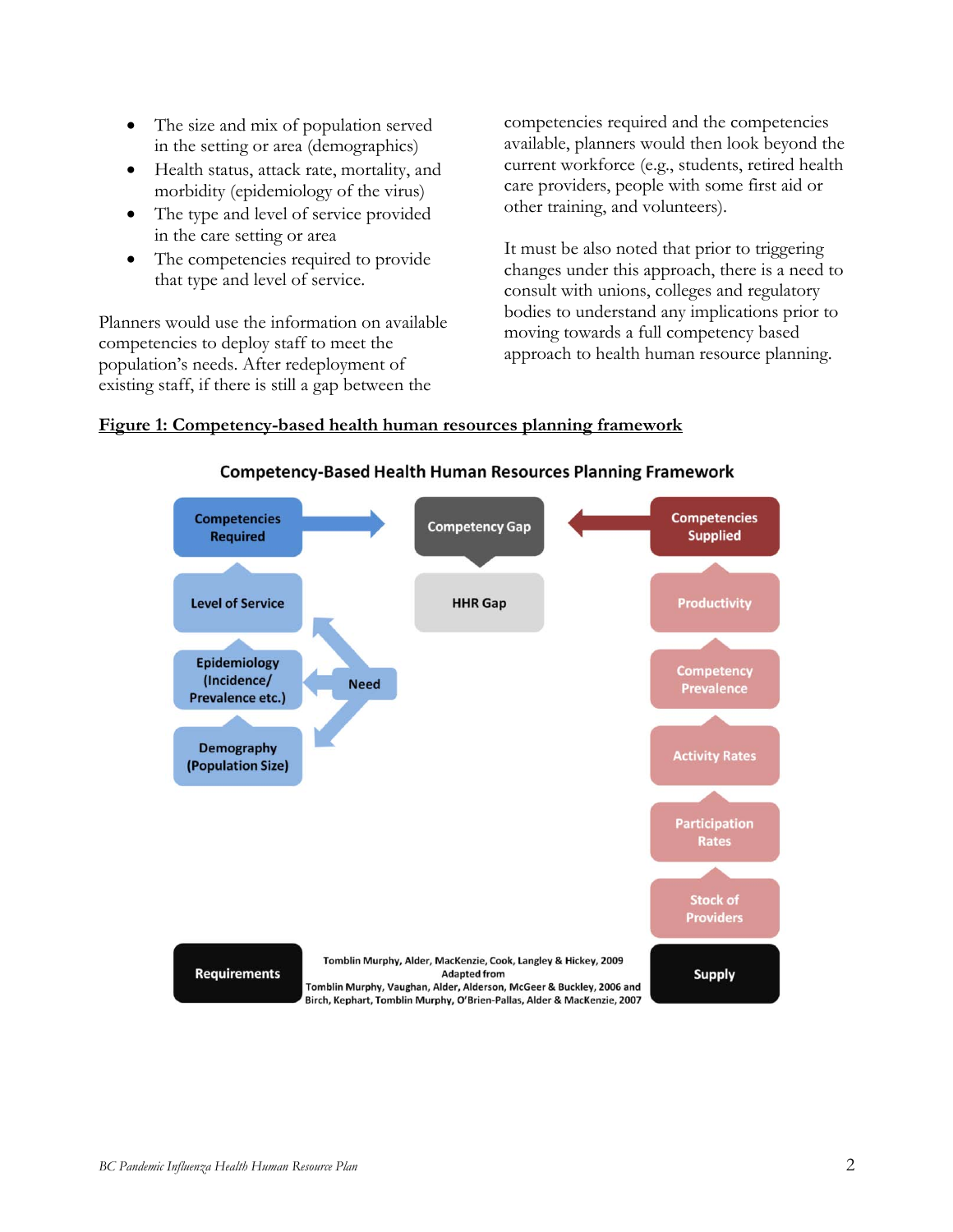- The size and mix of population served in the setting or area (demographics)
- Health status, attack rate, mortality, and morbidity (epidemiology of the virus)
- The type and level of service provided in the care setting or area
- The competencies required to provide that type and level of service.

Planners would use the information on available competencies to deploy staff to meet the population's needs. After redeployment of existing staff, if there is still a gap between the competencies required and the competencies available, planners would then look beyond the current workforce (e.g., students, retired health care providers, people with some first aid or other training, and volunteers).

It must be also noted that prior to triggering changes under this approach, there is a need to consult with unions, colleges and regulatory bodies to understand any implications prior to moving towards a full competency based approach to health human resource planning.

**Figure 1: Competency-based health human resources planning framework**

Competency-Based Health Human Resources Planning Framework

Requirements: Competencies Required → Level of Service → Epidemiology (Incidence/ Prevalence etc.) → Demography (Population Size); Need

Competency Gap → HHR Gap

Supply: Competencies Supplied → Productivity → Competency Prevalence → Activity Rates → Participation Rates → Stock of Providers

Tomblin Murphy, Alder, MacKenzie, Cook, Langley & Hickey, 2009
Adapted from
Tomblin Murphy, Vaughan, Alder, Alderson, McGeer & Buckley, 2006 and
Birch, Kephart, Tomblin Murphy, O'Brien-Pallas, Alder & MacKenzie, 2007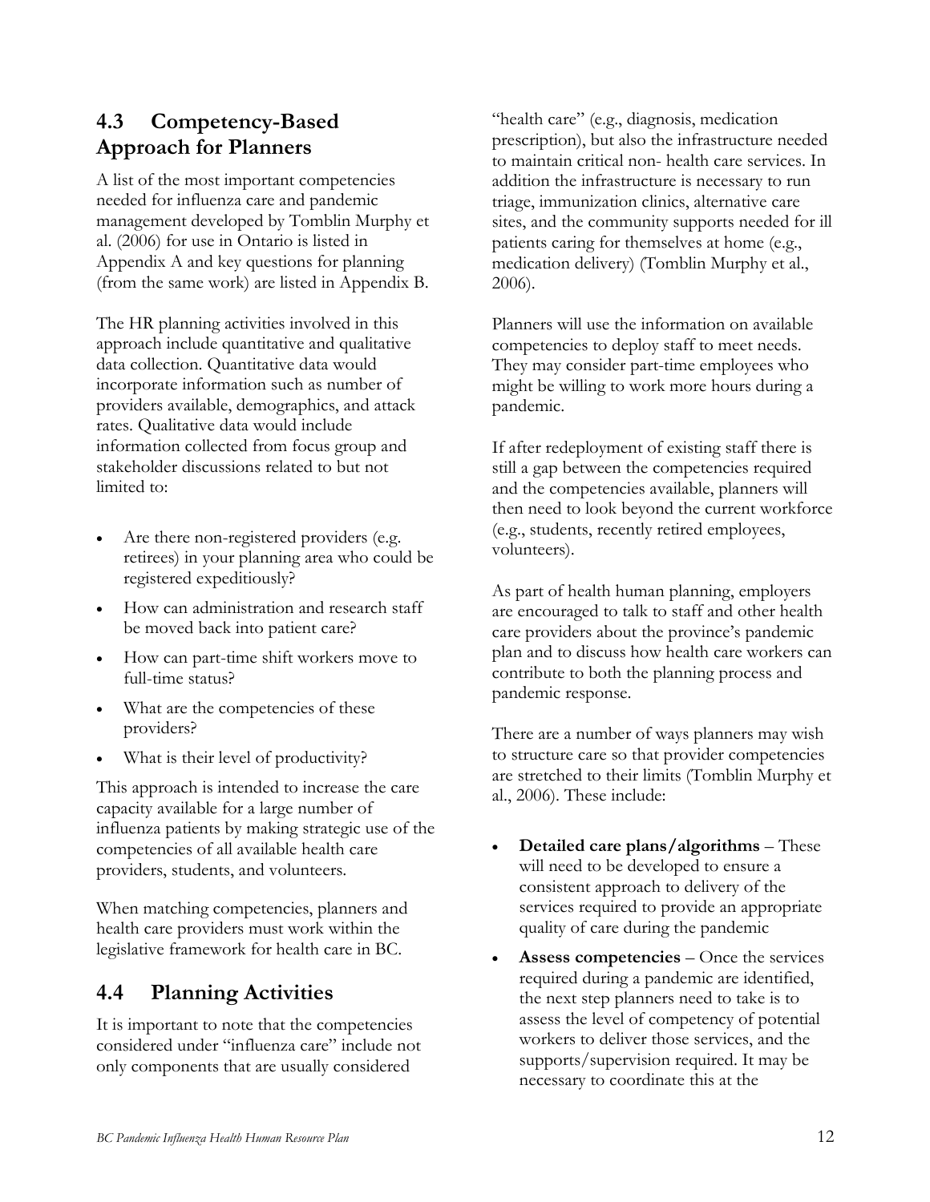## 4.3 Competency-Based Approach for Planners

A list of the most important competencies needed for influenza care and pandemic management developed by Tomblin Murphy et al. (2006) for use in Ontario is listed in Appendix A and key questions for planning (from the same work) are listed in Appendix B.

The HR planning activities involved in this approach include quantitative and qualitative data collection. Quantitative data would incorporate information such as number of providers available, demographics, and attack rates. Qualitative data would include information collected from focus group and stakeholder discussions related to but not limited to:

- Are there non-registered providers (e.g. retirees) in your planning area who could be registered expeditiously?
- How can administration and research staff be moved back into patient care?
- How can part-time shift workers move to full-time status?
- What are the competencies of these providers?
- What is their level of productivity?

This approach is intended to increase the care capacity available for a large number of influenza patients by making strategic use of the competencies of all available health care providers, students, and volunteers.

When matching competencies, planners and health care providers must work within the legislative framework for health care in BC.

## 4.4 Planning Activities

It is important to note that the competencies considered under "influenza care" include not only components that are usually considered "health care" (e.g., diagnosis, medication prescription), but also the infrastructure needed to maintain critical non- health care services. In addition the infrastructure is necessary to run triage, immunization clinics, alternative care sites, and the community supports needed for ill patients caring for themselves at home (e.g., medication delivery) (Tomblin Murphy et al., 2006).

Planners will use the information on available competencies to deploy staff to meet needs. They may consider part-time employees who might be willing to work more hours during a pandemic.

If after redeployment of existing staff there is still a gap between the competencies required and the competencies available, planners will then need to look beyond the current workforce (e.g., students, recently retired employees, volunteers).

As part of health human planning, employers are encouraged to talk to staff and other health care providers about the province's pandemic plan and to discuss how health care workers can contribute to both the planning process and pandemic response.

There are a number of ways planners may wish to structure care so that provider competencies are stretched to their limits (Tomblin Murphy et al., 2006). These include:

- **Detailed care plans/algorithms** – These will need to be developed to ensure a consistent approach to delivery of the services required to provide an appropriate quality of care during the pandemic
- **Assess competencies** – Once the services required during a pandemic are identified, the next step planners need to take is to assess the level of competency of potential workers to deliver those services, and the supports/supervision required. It may be necessary to coordinate this at the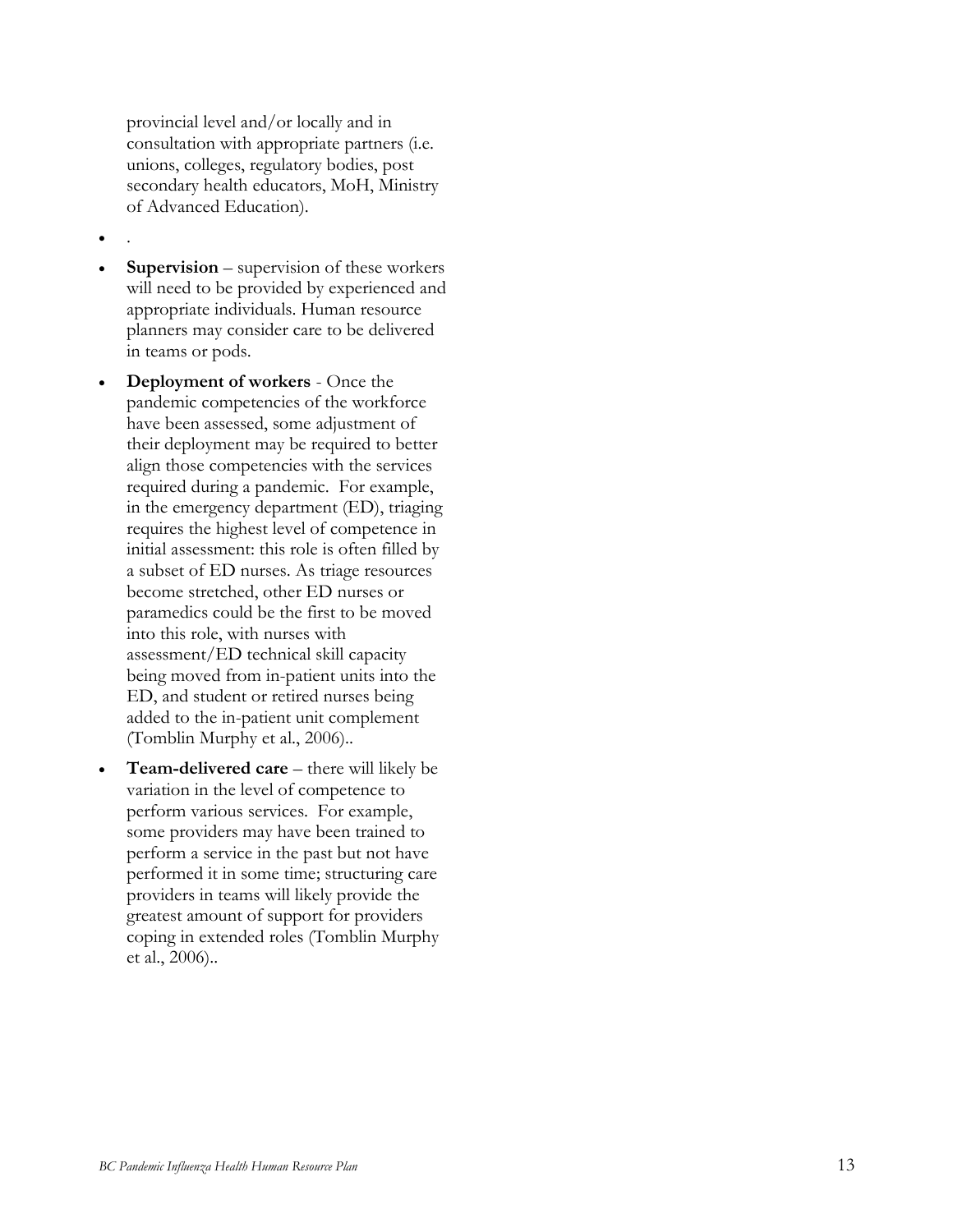provincial level and/or locally and in consultation with appropriate partners (i.e. unions, colleges, regulatory bodies, post secondary health educators, MoH, Ministry of Advanced Education).

- .
- **Supervision** – supervision of these workers will need to be provided by experienced and appropriate individuals. Human resource planners may consider care to be delivered in teams or pods.
- **Deployment of workers** - Once the pandemic competencies of the workforce have been assessed, some adjustment of their deployment may be required to better align those competencies with the services required during a pandemic. For example, in the emergency department (ED), triaging requires the highest level of competence in initial assessment: this role is often filled by a subset of ED nurses. As triage resources become stretched, other ED nurses or paramedics could be the first to be moved into this role, with nurses with assessment/ED technical skill capacity being moved from in-patient units into the ED, and student or retired nurses being added to the in-patient unit complement (Tomblin Murphy et al., 2006)..
- **Team-delivered care** – there will likely be variation in the level of competence to perform various services. For example, some providers may have been trained to perform a service in the past but not have performed it in some time; structuring care providers in teams will likely provide the greatest amount of support for providers coping in extended roles (Tomblin Murphy et al., 2006)..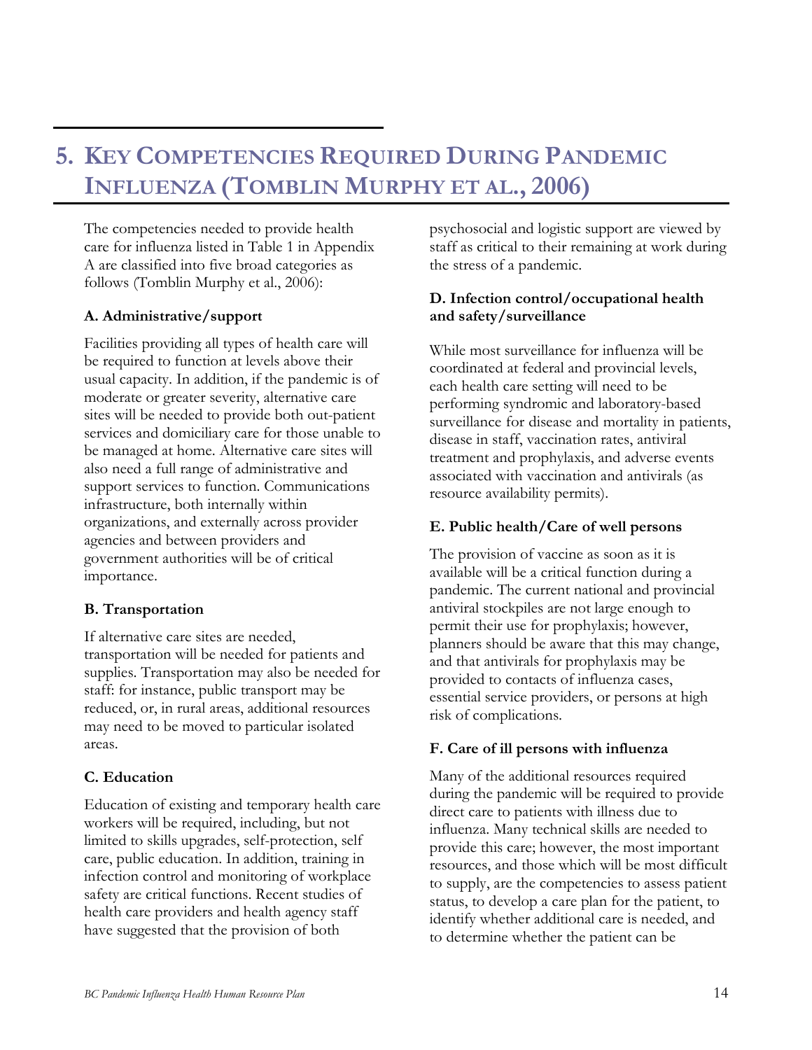# 5. KEY COMPETENCIES REQUIRED DURING PANDEMIC INFLUENZA (TOMBLIN MURPHY ET AL., 2006)

The competencies needed to provide health care for influenza listed in Table 1 in Appendix A are classified into five broad categories as follows (Tomblin Murphy et al., 2006):

**A. Administrative/support**

Facilities providing all types of health care will be required to function at levels above their usual capacity. In addition, if the pandemic is of moderate or greater severity, alternative care sites will be needed to provide both out-patient services and domiciliary care for those unable to be managed at home. Alternative care sites will also need a full range of administrative and support services to function. Communications infrastructure, both internally within organizations, and externally across provider agencies and between providers and government authorities will be of critical importance.

**B. Transportation**

If alternative care sites are needed, transportation will be needed for patients and supplies. Transportation may also be needed for staff: for instance, public transport may be reduced, or, in rural areas, additional resources may need to be moved to particular isolated areas.

**C. Education**

Education of existing and temporary health care workers will be required, including, but not limited to skills upgrades, self-protection, self care, public education. In addition, training in infection control and monitoring of workplace safety are critical functions. Recent studies of health care providers and health agency staff have suggested that the provision of both psychosocial and logistic support are viewed by staff as critical to their remaining at work during the stress of a pandemic.

**D. Infection control/occupational health and safety/surveillance**

While most surveillance for influenza will be coordinated at federal and provincial levels, each health care setting will need to be performing syndromic and laboratory-based surveillance for disease and mortality in patients, disease in staff, vaccination rates, antiviral treatment and prophylaxis, and adverse events associated with vaccination and antivirals (as resource availability permits).

**E. Public health/Care of well persons**

The provision of vaccine as soon as it is available will be a critical function during a pandemic. The current national and provincial antiviral stockpiles are not large enough to permit their use for prophylaxis; however, planners should be aware that this may change, and that antivirals for prophylaxis may be provided to contacts of influenza cases, essential service providers, or persons at high risk of complications.

**F. Care of ill persons with influenza**

Many of the additional resources required during the pandemic will be required to provide direct care to patients with illness due to influenza. Many technical skills are needed to provide this care; however, the most important resources, and those which will be most difficult to supply, are the competencies to assess patient status, to develop a care plan for the patient, to identify whether additional care is needed, and to determine whether the patient can be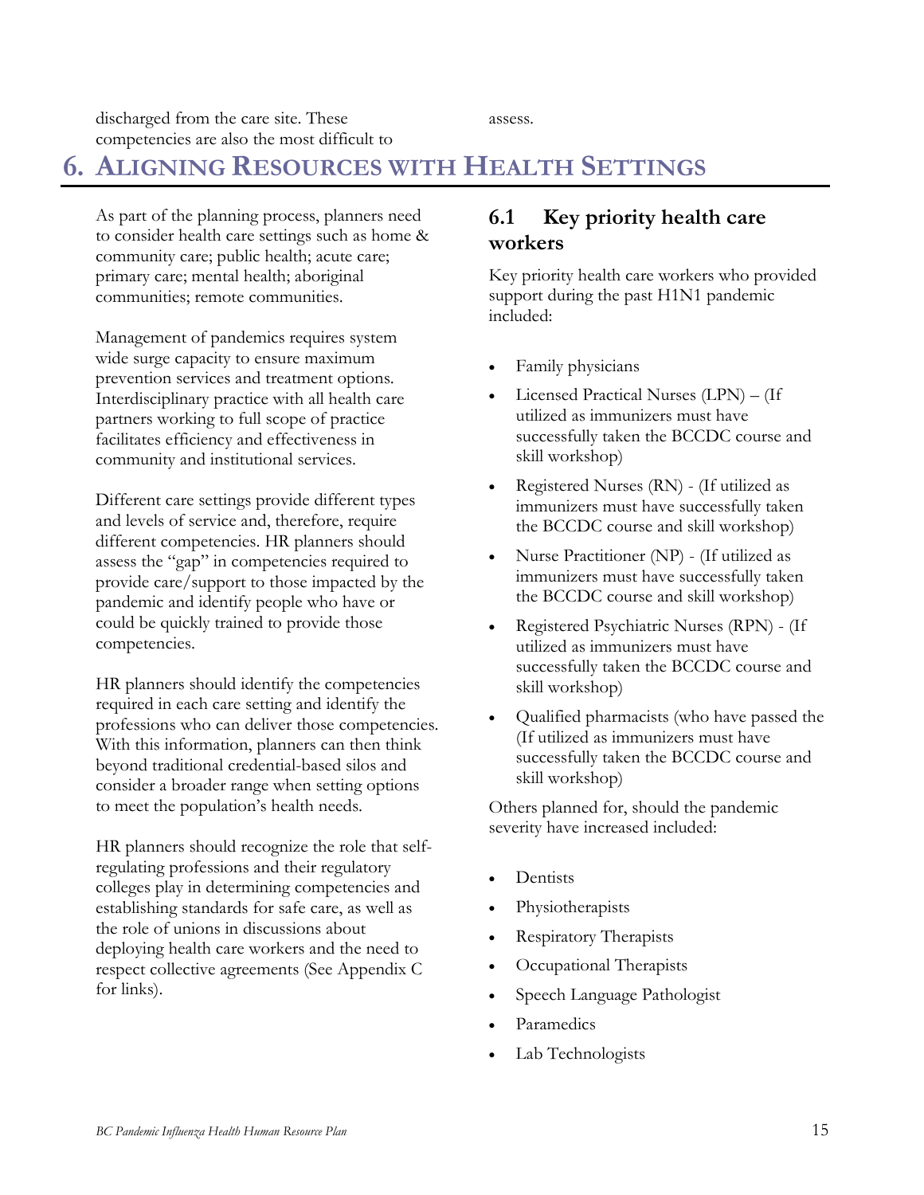discharged from the care site. These competencies are also the most difficult to assess.

# 6. Aligning Resources with Health Settings

As part of the planning process, planners need to consider health care settings such as home & community care; public health; acute care; primary care; mental health; aboriginal communities; remote communities.

Management of pandemics requires system wide surge capacity to ensure maximum prevention services and treatment options. Interdisciplinary practice with all health care partners working to full scope of practice facilitates efficiency and effectiveness in community and institutional services.

Different care settings provide different types and levels of service and, therefore, require different competencies. HR planners should assess the "gap" in competencies required to provide care/support to those impacted by the pandemic and identify people who have or could be quickly trained to provide those competencies.

HR planners should identify the competencies required in each care setting and identify the professions who can deliver those competencies. With this information, planners can then think beyond traditional credential-based silos and consider a broader range when setting options to meet the population's health needs.

HR planners should recognize the role that self-regulating professions and their regulatory colleges play in determining competencies and establishing standards for safe care, as well as the role of unions in discussions about deploying health care workers and the need to respect collective agreements (See Appendix C for links).

## 6.1 Key priority health care workers

Key priority health care workers who provided support during the past H1N1 pandemic included:

- Family physicians
- Licensed Practical Nurses (LPN) – (If utilized as immunizers must have successfully taken the BCCDC course and skill workshop)
- Registered Nurses (RN) - (If utilized as immunizers must have successfully taken the BCCDC course and skill workshop)
- Nurse Practitioner (NP) - (If utilized as immunizers must have successfully taken the BCCDC course and skill workshop)
- Registered Psychiatric Nurses (RPN) - (If utilized as immunizers must have successfully taken the BCCDC course and skill workshop)
- Qualified pharmacists (who have passed the (If utilized as immunizers must have successfully taken the BCCDC course and skill workshop)

Others planned for, should the pandemic severity have increased included:

- Dentists
- Physiotherapists
- Respiratory Therapists
- Occupational Therapists
- Speech Language Pathologist
- Paramedics
- Lab Technologists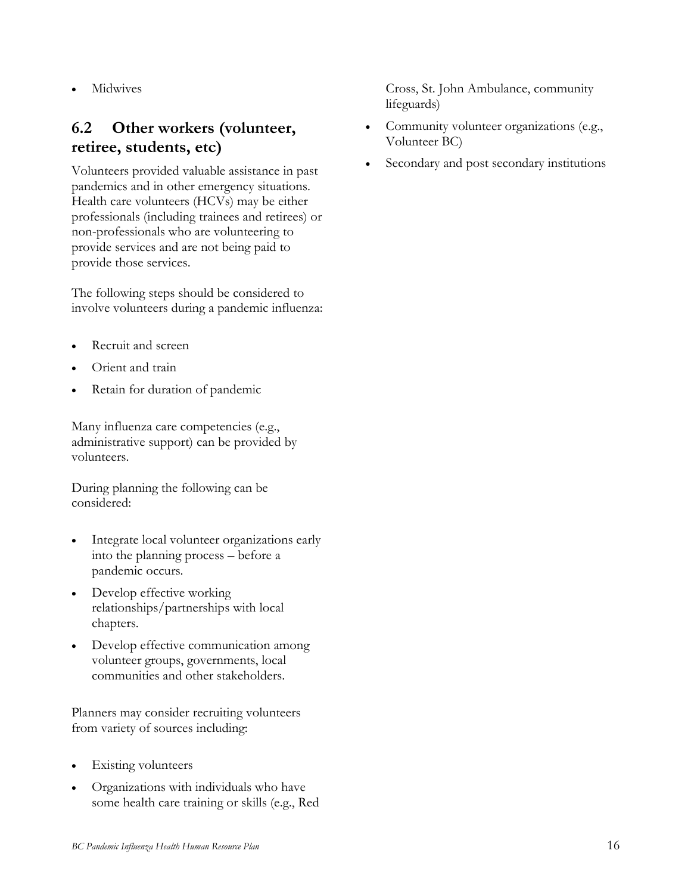- Midwives

## 6.2 Other workers (volunteer, retiree, students, etc)

Volunteers provided valuable assistance in past pandemics and in other emergency situations. Health care volunteers (HCVs) may be either professionals (including trainees and retirees) or non-professionals who are volunteering to provide services and are not being paid to provide those services.

The following steps should be considered to involve volunteers during a pandemic influenza:

- Recruit and screen
- Orient and train
- Retain for duration of pandemic

Many influenza care competencies (e.g., administrative support) can be provided by volunteers.

During planning the following can be considered:

- Integrate local volunteer organizations early into the planning process – before a pandemic occurs.
- Develop effective working relationships/partnerships with local chapters.
- Develop effective communication among volunteer groups, governments, local communities and other stakeholders.

Planners may consider recruiting volunteers from variety of sources including:

- Existing volunteers
- Organizations with individuals who have some health care training or skills (e.g., Red Cross, St. John Ambulance, community lifeguards)
- Community volunteer organizations (e.g., Volunteer BC)
- Secondary and post secondary institutions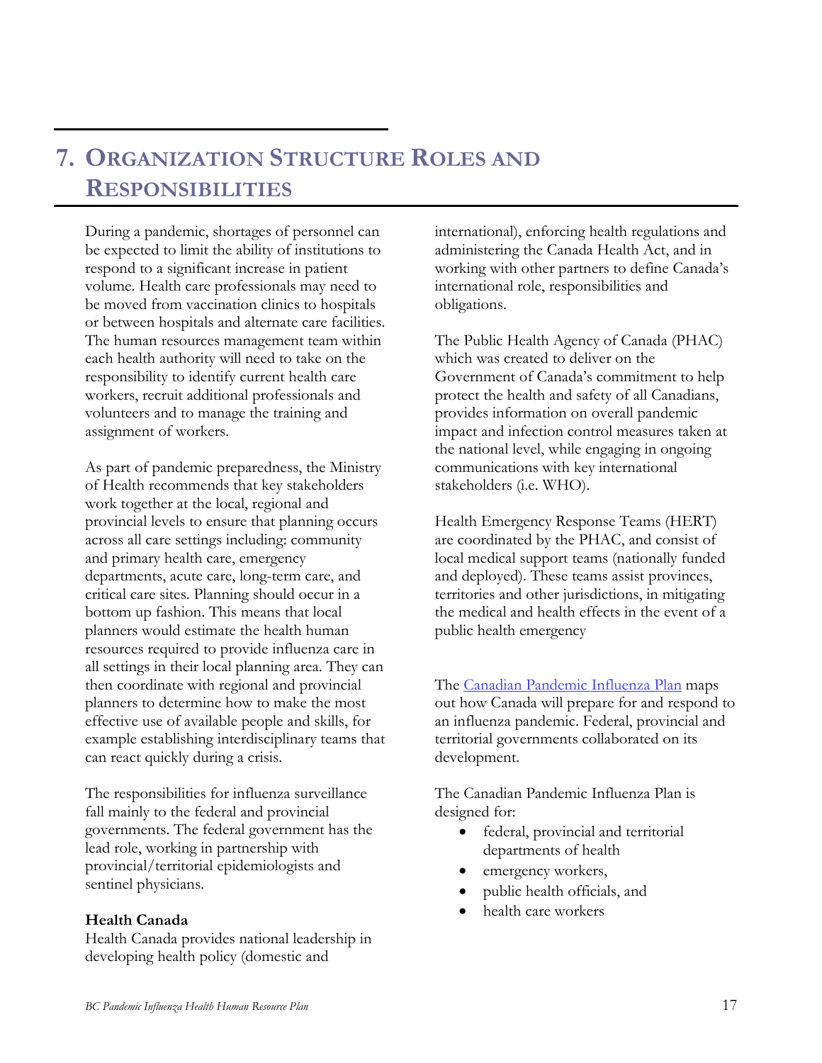# 7. Organization Structure Roles and Responsibilities

During a pandemic, shortages of personnel can be expected to limit the ability of institutions to respond to a significant increase in patient volume. Health care professionals may need to be moved from vaccination clinics to hospitals or between hospitals and alternate care facilities. The human resources management team within each health authority will need to take on the responsibility to identify current health care workers, recruit additional professionals and volunteers and to manage the training and assignment of workers.

As part of pandemic preparedness, the Ministry of Health recommends that key stakeholders work together at the local, regional and provincial levels to ensure that planning occurs across all care settings including: community and primary health care, emergency departments, acute care, long-term care, and critical care sites. Planning should occur in a bottom up fashion. This means that local planners would estimate the health human resources required to provide influenza care in all settings in their local planning area. They can then coordinate with regional and provincial planners to determine how to make the most effective use of available people and skills, for example establishing interdisciplinary teams that can react quickly during a crisis.

The responsibilities for influenza surveillance fall mainly to the federal and provincial governments. The federal government has the lead role, working in partnership with provincial/territorial epidemiologists and sentinel physicians.

**Health Canada**
Health Canada provides national leadership in developing health policy (domestic and international), enforcing health regulations and administering the Canada Health Act, and in working with other partners to define Canada's international role, responsibilities and obligations.

The Public Health Agency of Canada (PHAC) which was created to deliver on the Government of Canada's commitment to help protect the health and safety of all Canadians, provides information on overall pandemic impact and infection control measures taken at the national level, while engaging in ongoing communications with key international stakeholders (i.e. WHO).

Health Emergency Response Teams (HERT) are coordinated by the PHAC, and consist of local medical support teams (nationally funded and deployed). These teams assist provinces, territories and other jurisdictions, in mitigating the medical and health effects in the event of a public health emergency

The Canadian Pandemic Influenza Plan maps out how Canada will prepare for and respond to an influenza pandemic. Federal, provincial and territorial governments collaborated on its development.

The Canadian Pandemic Influenza Plan is designed for:

- federal, provincial and territorial departments of health
- emergency workers,
- public health officials, and
- health care workers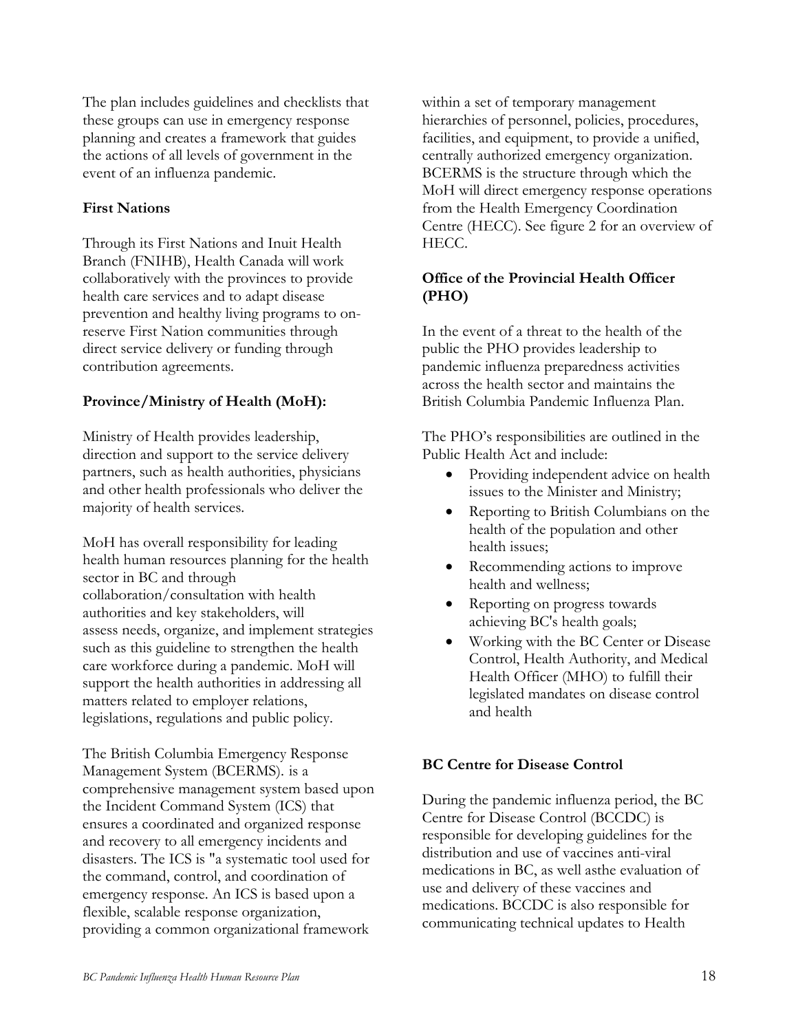The plan includes guidelines and checklists that these groups can use in emergency response planning and creates a framework that guides the actions of all levels of government in the event of an influenza pandemic.

**First Nations**

Through its First Nations and Inuit Health Branch (FNIHB), Health Canada will work collaboratively with the provinces to provide health care services and to adapt disease prevention and healthy living programs to on-reserve First Nation communities through direct service delivery or funding through contribution agreements.

**Province/Ministry of Health (MoH):**

Ministry of Health provides leadership, direction and support to the service delivery partners, such as health authorities, physicians and other health professionals who deliver the majority of health services.

MoH has overall responsibility for leading health human resources planning for the health sector in BC and through collaboration/consultation with health authorities and key stakeholders, will assess needs, organize, and implement strategies such as this guideline to strengthen the health care workforce during a pandemic. MoH will support the health authorities in addressing all matters related to employer relations, legislations, regulations and public policy.

The British Columbia Emergency Response Management System (BCERMS). is a comprehensive management system based upon the Incident Command System (ICS) that ensures a coordinated and organized response and recovery to all emergency incidents and disasters. The ICS is "a systematic tool used for the command, control, and coordination of emergency response. An ICS is based upon a flexible, scalable response organization, providing a common organizational framework within a set of temporary management hierarchies of personnel, policies, procedures, facilities, and equipment, to provide a unified, centrally authorized emergency organization. BCERMS is the structure through which the MoH will direct emergency response operations from the Health Emergency Coordination Centre (HECC). See figure 2 for an overview of HECC.

**Office of the Provincial Health Officer (PHO)**

In the event of a threat to the health of the public the PHO provides leadership to pandemic influenza preparedness activities across the health sector and maintains the British Columbia Pandemic Influenza Plan.

The PHO's responsibilities are outlined in the Public Health Act and include:

- Providing independent advice on health issues to the Minister and Ministry;
- Reporting to British Columbians on the health of the population and other health issues;
- Recommending actions to improve health and wellness;
- Reporting on progress towards achieving BC's health goals;
- Working with the BC Center or Disease Control, Health Authority, and Medical Health Officer (MHO) to fulfill their legislated mandates on disease control and health

**BC Centre for Disease Control**

During the pandemic influenza period, the BC Centre for Disease Control (BCCDC) is responsible for developing guidelines for the distribution and use of vaccines anti-viral medications in BC, as well asthe evaluation of use and delivery of these vaccines and medications. BCCDC is also responsible for communicating technical updates to Health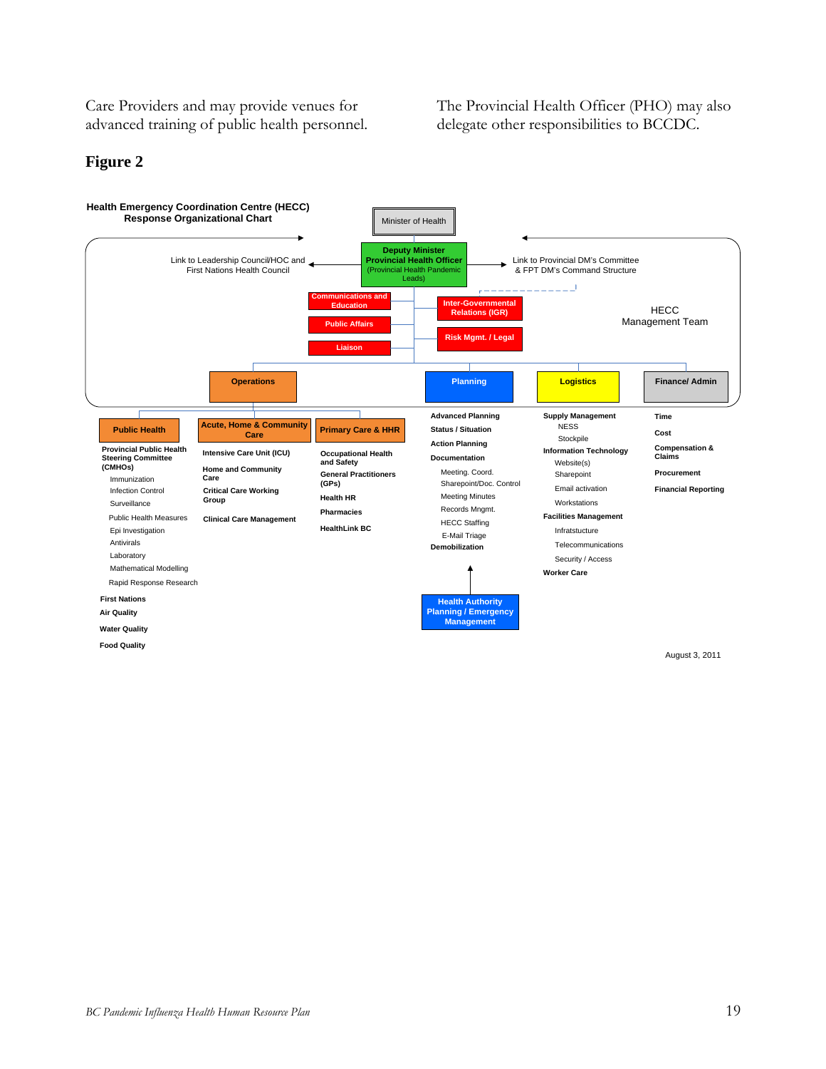Care Providers and may provide venues for advanced training of public health personnel.

The Provincial Health Officer (PHO) may also delegate other responsibilities to BCCDC.

## Figure 2

**Health Emergency Coordination Centre (HECC) Response Organizational Chart**

Minister of Health

**Deputy Minister**
**Provincial Health Officer**
(Provincial Health Pandemic Leads)

Link to Leadership Council/HOC and First Nations Health Council

Link to Provincial DM's Committee & FPT DM's Command Structure

HECC Management Team

**Communications and Education**

**Public Affairs**

**Liaison**

**Inter-Governmental Relations (IGR)**

**Risk Mgmt. / Legal**

**Operations**

- **Public Health**
  - **Provincial Public Health Steering Committee (CMHOs)**
    - Immunization
    - Infection Control
    - Surveillance
    - Public Health Measures
    - Epi Investigation
    - Antivirals
    - Laboratory
    - Mathematical Modelling
    - Rapid Response Research
  - **First Nations**
  - **Air Quality**
  - **Water Quality**
  - **Food Quality**
- **Acute, Home & Community Care**
  - **Intensive Care Unit (ICU)**
  - **Home and Community Care**
  - **Critical Care Working Group**
  - **Clinical Care Management**
- **Primary Care & HHR**
  - **Occupational Health and Safety**
  - **General Practitioners (GPs)**
  - **Health HR**
  - **Pharmacies**
  - **HealthLink BC**

**Planning**

- **Advanced Planning**
- **Status / Situation**
- **Action Planning**
- **Documentation**
  - Meeting. Coord.
  - Sharepoint/Doc. Control
  - Meeting Minutes
  - Records Mngmt.
  - HECC Staffing
  - E-Mail Triage
- **Demobilization**

**Health Authority Planning / Emergency Management**

**Logistics**

- **Supply Management**
  - NESS
  - Stockpile
- **Information Technology**
  - Website(s)
  - Sharepoint
  - Email activation
  - Workstations
- **Facilities Management**
  - Infratstucture
  - Telecommunications
  - Security / Access
- **Worker Care**

**Finance/ Admin**

- **Time**
- **Cost**
- **Compensation & Claims**
- **Procurement**
- **Financial Reporting**

August 3, 2011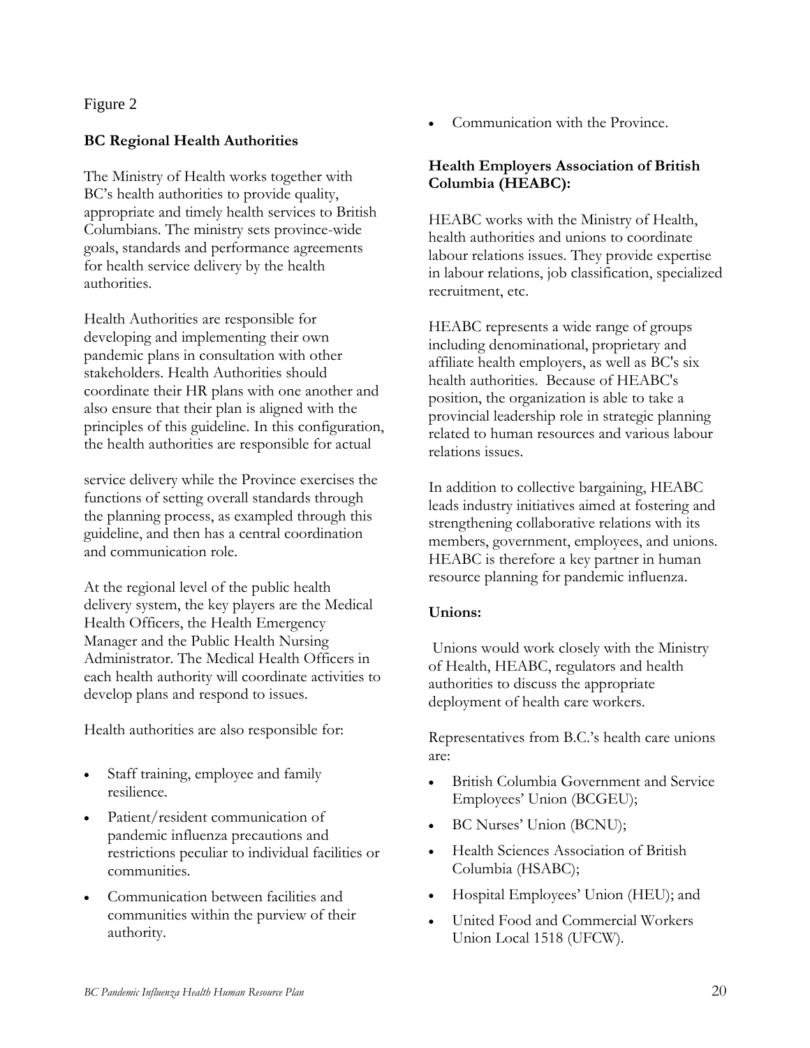Figure 2

**BC Regional Health Authorities**

The Ministry of Health works together with BC's health authorities to provide quality, appropriate and timely health services to British Columbians. The ministry sets province-wide goals, standards and performance agreements for health service delivery by the health authorities.

Health Authorities are responsible for developing and implementing their own pandemic plans in consultation with other stakeholders. Health Authorities should coordinate their HR plans with one another and also ensure that their plan is aligned with the principles of this guideline. In this configuration, the health authorities are responsible for actual service delivery while the Province exercises the functions of setting overall standards through the planning process, as exampled through this guideline, and then has a central coordination and communication role.

At the regional level of the public health delivery system, the key players are the Medical Health Officers, the Health Emergency Manager and the Public Health Nursing Administrator. The Medical Health Officers in each health authority will coordinate activities to develop plans and respond to issues.

Health authorities are also responsible for:

- Staff training, employee and family resilience.
- Patient/resident communication of pandemic influenza precautions and restrictions peculiar to individual facilities or communities.
- Communication between facilities and communities within the purview of their authority.
- Communication with the Province.

**Health Employers Association of British Columbia (HEABC):**

HEABC works with the Ministry of Health, health authorities and unions to coordinate labour relations issues. They provide expertise in labour relations, job classification, specialized recruitment, etc.

HEABC represents a wide range of groups including denominational, proprietary and affiliate health employers, as well as BC's six health authorities. Because of HEABC's position, the organization is able to take a provincial leadership role in strategic planning related to human resources and various labour relations issues.

In addition to collective bargaining, HEABC leads industry initiatives aimed at fostering and strengthening collaborative relations with its members, government, employees, and unions. HEABC is therefore a key partner in human resource planning for pandemic influenza.

**Unions:**

Unions would work closely with the Ministry of Health, HEABC, regulators and health authorities to discuss the appropriate deployment of health care workers.

Representatives from B.C.'s health care unions are:

- British Columbia Government and Service Employees' Union (BCGEU);
- BC Nurses' Union (BCNU);
- Health Sciences Association of British Columbia (HSABC);
- Hospital Employees' Union (HEU); and
- United Food and Commercial Workers Union Local 1518 (UFCW).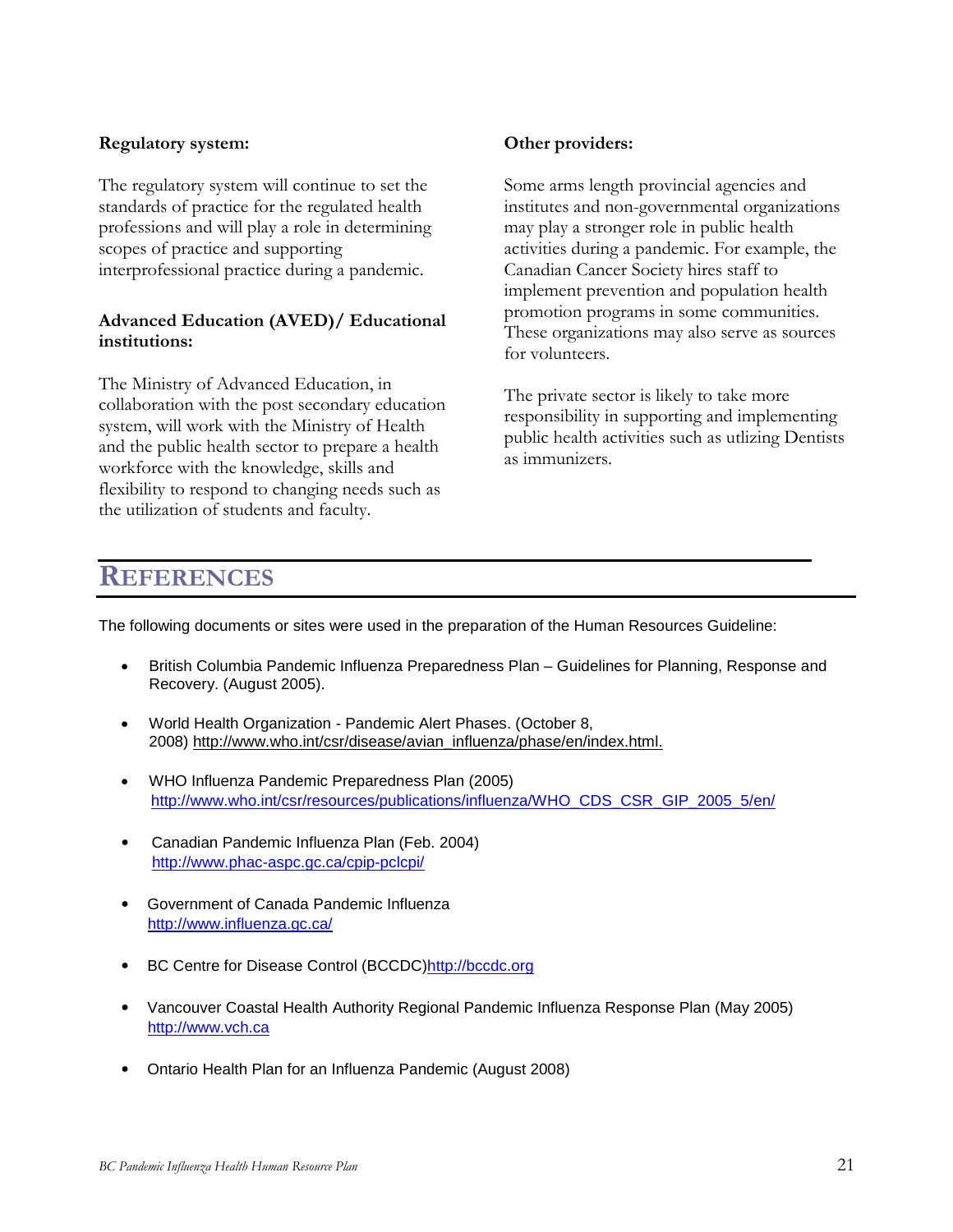**Regulatory system:**

The regulatory system will continue to set the standards of practice for the regulated health professions and will play a role in determining scopes of practice and supporting interprofessional practice during a pandemic.

**Advanced Education (AVED)/ Educational institutions:**

The Ministry of Advanced Education, in collaboration with the post secondary education system, will work with the Ministry of Health and the public health sector to prepare a health workforce with the knowledge, skills and flexibility to respond to changing needs such as the utilization of students and faculty.

**Other providers:**

Some arms length provincial agencies and institutes and non-governmental organizations may play a stronger role in public health activities during a pandemic. For example, the Canadian Cancer Society hires staff to implement prevention and population health promotion programs in some communities. These organizations may also serve as sources for volunteers.

The private sector is likely to take more responsibility in supporting and implementing public health activities such as utlizing Dentists as immunizers.

# REFERENCES

The following documents or sites were used in the preparation of the Human Resources Guideline:

- British Columbia Pandemic Influenza Preparedness Plan – Guidelines for Planning, Response and Recovery. (August 2005).
- World Health Organization - Pandemic Alert Phases. (October 8, 2008) http://www.who.int/csr/disease/avian_influenza/phase/en/index.html.
- WHO Influenza Pandemic Preparedness Plan (2005) http://www.who.int/csr/resources/publications/influenza/WHO_CDS_CSR_GIP_2005_5/en/
- Canadian Pandemic Influenza Plan (Feb. 2004) http://www.phac-aspc.gc.ca/cpip-pclcpi/
- Government of Canada Pandemic Influenza http://www.influenza.gc.ca/
- BC Centre for Disease Control (BCCDC)http://bccdc.org
- Vancouver Coastal Health Authority Regional Pandemic Influenza Response Plan (May 2005) http://www.vch.ca
- Ontario Health Plan for an Influenza Pandemic (August 2008)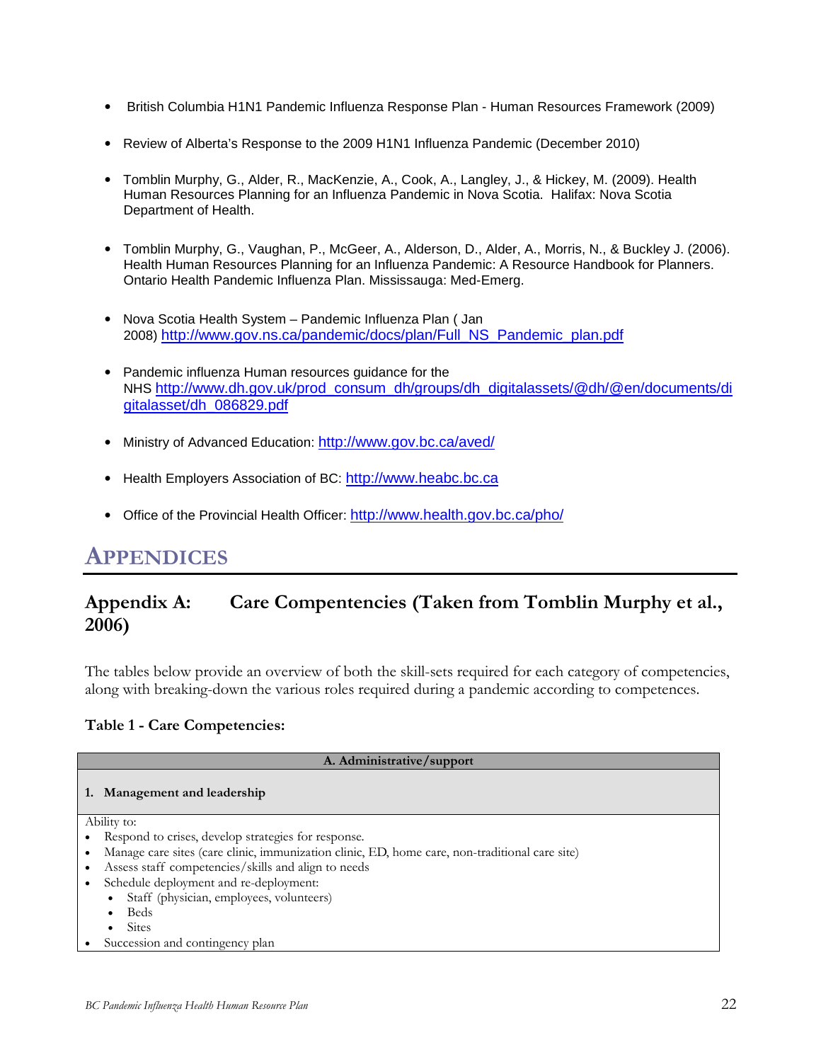- British Columbia H1N1 Pandemic Influenza Response Plan - Human Resources Framework (2009)
- Review of Alberta's Response to the 2009 H1N1 Influenza Pandemic (December 2010)
- Tomblin Murphy, G., Alder, R., MacKenzie, A., Cook, A., Langley, J., & Hickey, M. (2009). Health Human Resources Planning for an Influenza Pandemic in Nova Scotia. Halifax: Nova Scotia Department of Health.
- Tomblin Murphy, G., Vaughan, P., McGeer, A., Alderson, D., Alder, A., Morris, N., & Buckley J. (2006). Health Human Resources Planning for an Influenza Pandemic: A Resource Handbook for Planners. Ontario Health Pandemic Influenza Plan. Mississauga: Med-Emerg.
- Nova Scotia Health System – Pandemic Influenza Plan ( Jan 2008) http://www.gov.ns.ca/pandemic/docs/plan/Full_NS_Pandemic_plan.pdf
- Pandemic influenza Human resources guidance for the NHS http://www.dh.gov.uk/prod_consum_dh/groups/dh_digitalassets/@dh/@en/documents/digitalasset/dh_086829.pdf
- Ministry of Advanced Education: http://www.gov.bc.ca/aved/
- Health Employers Association of BC: http://www.heabc.bc.ca
- Office of the Provincial Health Officer: http://www.health.gov.bc.ca/pho/

# APPENDICES

## Appendix A: Care Compentencies (Taken from Tomblin Murphy et al., 2006)

The tables below provide an overview of both the skill-sets required for each category of competencies, along with breaking-down the various roles required during a pandemic according to competences.

**Table 1 - Care Competencies:**

| A. Administrative/support |
|---|
| **1. Management and leadership** |
| Ability to:<br>• Respond to crises, develop strategies for response.<br>• Manage care sites (care clinic, immunization clinic, ED, home care, non-traditional care site)<br>• Assess staff competencies/skills and align to needs<br>• Schedule deployment and re-deployment:<br>  • Staff (physician, employees, volunteers)<br>  • Beds<br>  • Sites<br>• Succession and contingency plan |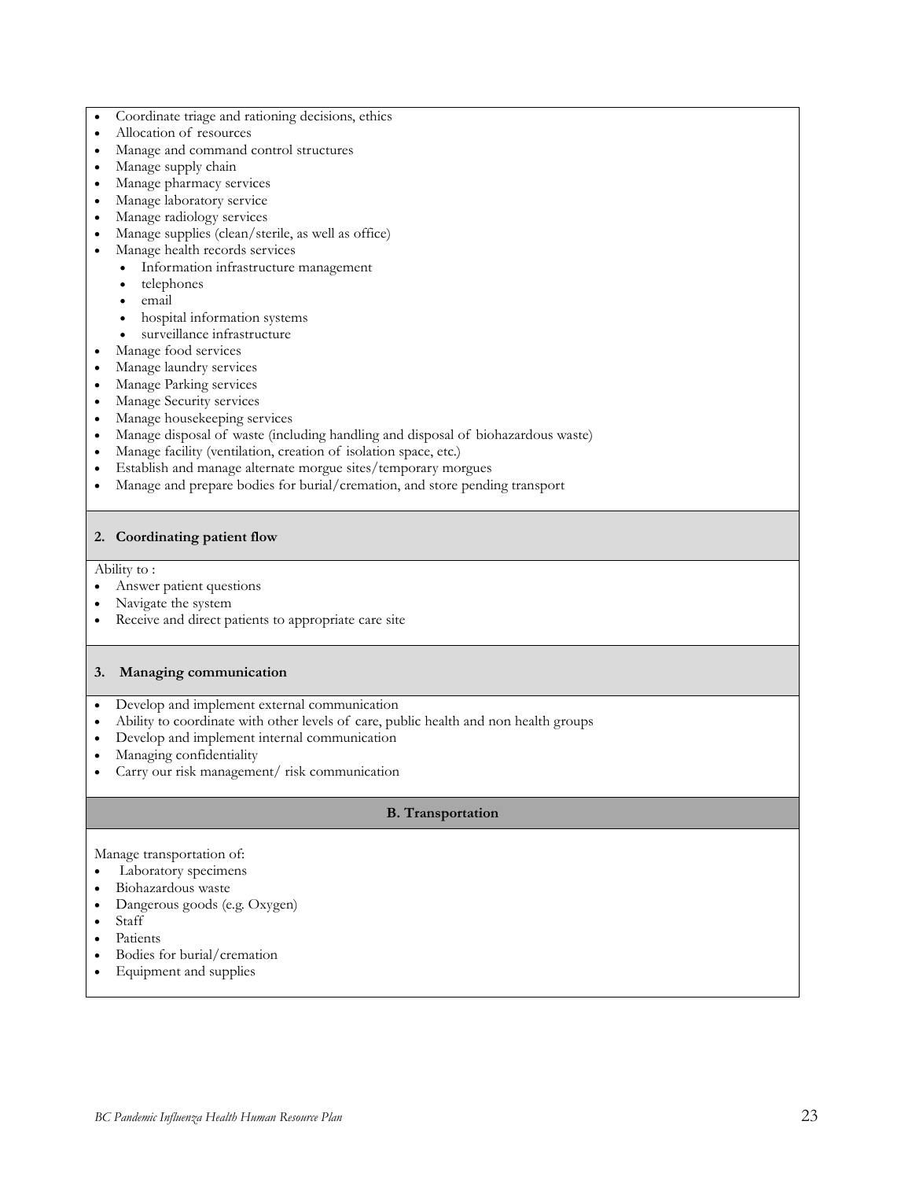- Coordinate triage and rationing decisions, ethics
- Allocation of resources
- Manage and command control structures
- Manage supply chain
- Manage pharmacy services
- Manage laboratory service
- Manage radiology services
- Manage supplies (clean/sterile, as well as office)
- Manage health records services
  - Information infrastructure management
  - telephones
  - email
  - hospital information systems
  - surveillance infrastructure
- Manage food services
- Manage laundry services
- Manage Parking services
- Manage Security services
- Manage housekeeping services
- Manage disposal of waste (including handling and disposal of biohazardous waste)
- Manage facility (ventilation, creation of isolation space, etc.)
- Establish and manage alternate morgue sites/temporary morgues
- Manage and prepare bodies for burial/cremation, and store pending transport

**2. Coordinating patient flow**

Ability to :

- Answer patient questions
- Navigate the system
- Receive and direct patients to appropriate care site

**3. Managing communication**

- Develop and implement external communication
- Ability to coordinate with other levels of care, public health and non health groups
- Develop and implement internal communication
- Managing confidentiality
- Carry our risk management/ risk communication

**B. Transportation**

Manage transportation of:

- Laboratory specimens
- Biohazardous waste
- Dangerous goods (e.g. Oxygen)
- Staff
- Patients
- Bodies for burial/cremation
- Equipment and supplies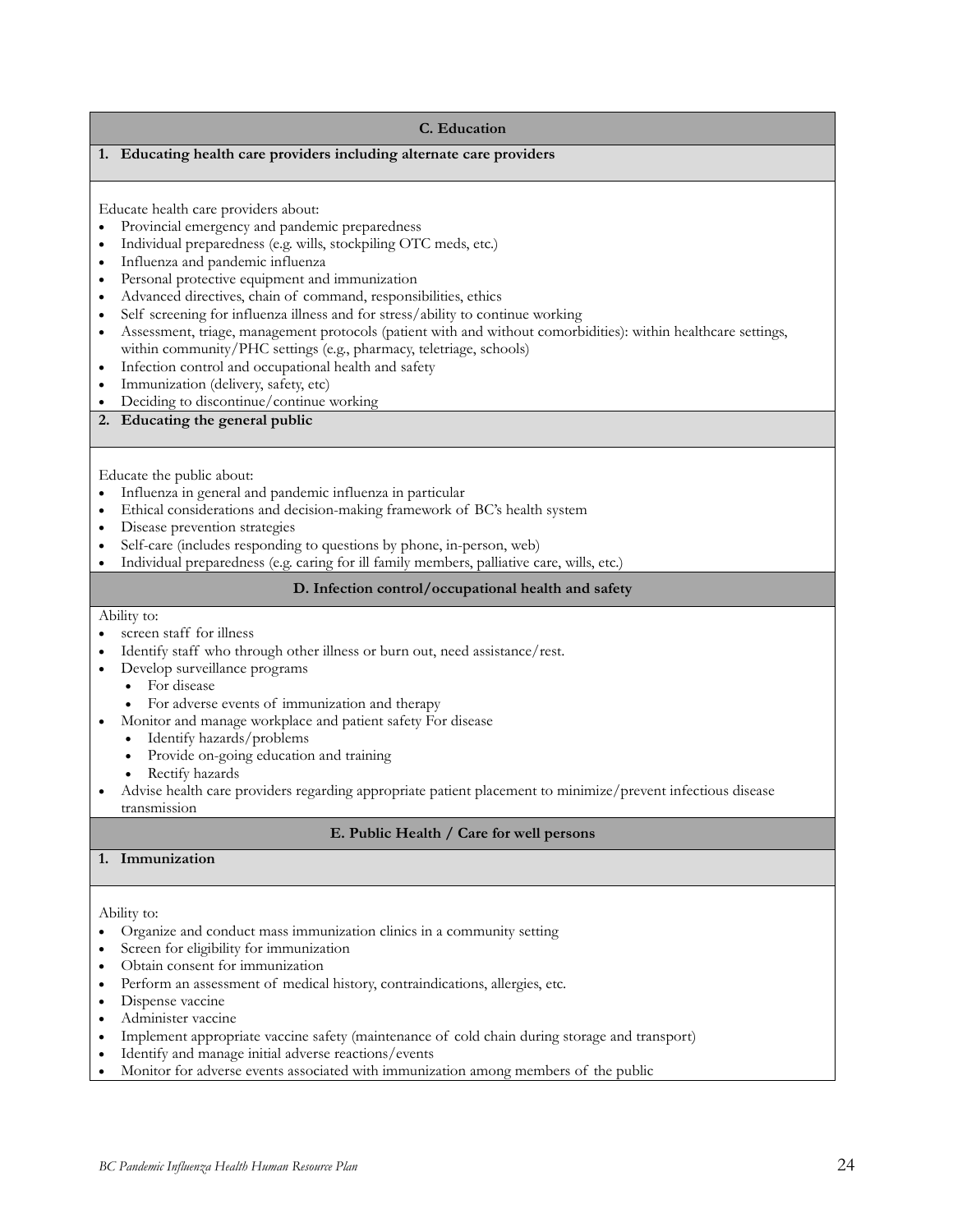## C. Education

### 1. Educating health care providers including alternate care providers

Educate health care providers about:

- Provincial emergency and pandemic preparedness
- Individual preparedness (e.g. wills, stockpiling OTC meds, etc.)
- Influenza and pandemic influenza
- Personal protective equipment and immunization
- Advanced directives, chain of command, responsibilities, ethics
- Self screening for influenza illness and for stress/ability to continue working
- Assessment, triage, management protocols (patient with and without comorbidities): within healthcare settings, within community/PHC settings (e.g., pharmacy, teletriage, schools)
- Infection control and occupational health and safety
- Immunization (delivery, safety, etc)
- Deciding to discontinue/continue working

### 2. Educating the general public

Educate the public about:

- Influenza in general and pandemic influenza in particular
- Ethical considerations and decision-making framework of BC's health system
- Disease prevention strategies
- Self-care (includes responding to questions by phone, in-person, web)
- Individual preparedness (e.g. caring for ill family members, palliative care, wills, etc.)

## D. Infection control/occupational health and safety

Ability to:

- screen staff for illness
- Identify staff who through other illness or burn out, need assistance/rest.
- Develop surveillance programs
  - For disease
  - For adverse events of immunization and therapy
- Monitor and manage workplace and patient safety For disease
  - Identify hazards/problems
  - Provide on-going education and training
  - Rectify hazards
- Advise health care providers regarding appropriate patient placement to minimize/prevent infectious disease transmission

## E. Public Health / Care for well persons

### 1. Immunization

Ability to:

- Organize and conduct mass immunization clinics in a community setting
- Screen for eligibility for immunization
- Obtain consent for immunization
- Perform an assessment of medical history, contraindications, allergies, etc.
- Dispense vaccine
- Administer vaccine
- Implement appropriate vaccine safety (maintenance of cold chain during storage and transport)
- Identify and manage initial adverse reactions/events
- Monitor for adverse events associated with immunization among members of the public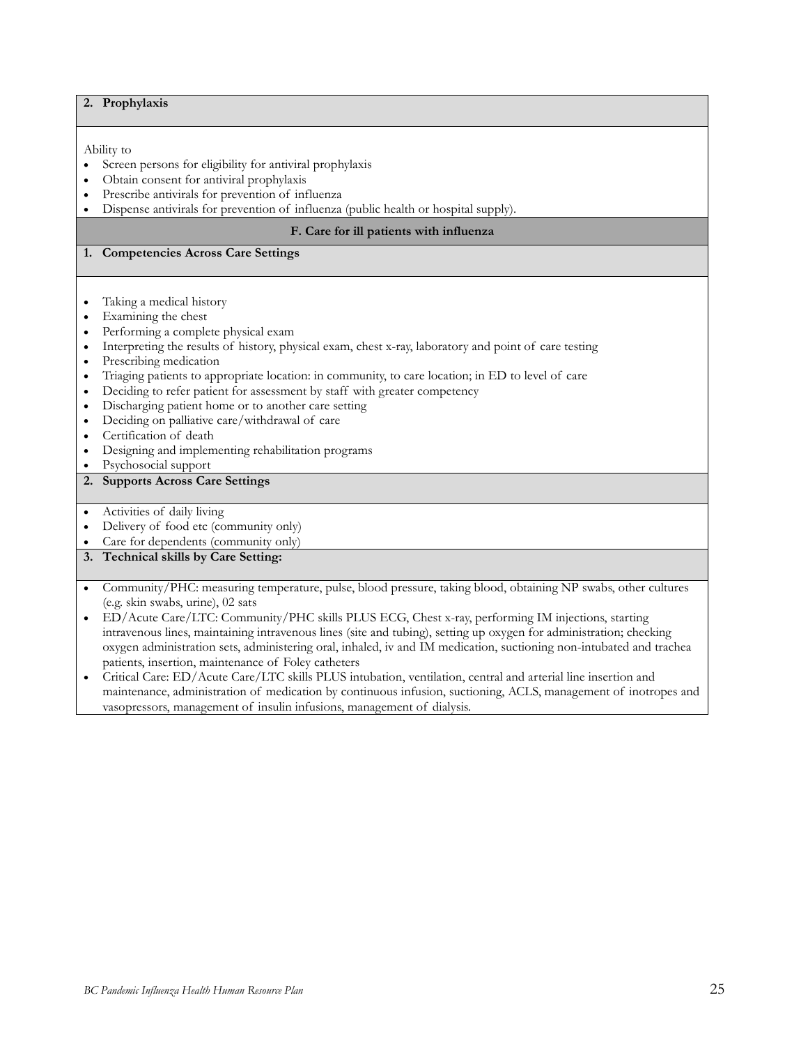**2. Prophylaxis**

Ability to

- Screen persons for eligibility for antiviral prophylaxis
- Obtain consent for antiviral prophylaxis
- Prescribe antivirals for prevention of influenza
- Dispense antivirals for prevention of influenza (public health or hospital supply).

**F. Care for ill patients with influenza**

**1. Competencies Across Care Settings**

- Taking a medical history
- Examining the chest
- Performing a complete physical exam
- Interpreting the results of history, physical exam, chest x-ray, laboratory and point of care testing
- Prescribing medication
- Triaging patients to appropriate location: in community, to care location; in ED to level of care
- Deciding to refer patient for assessment by staff with greater competency
- Discharging patient home or to another care setting
- Deciding on palliative care/withdrawal of care
- Certification of death
- Designing and implementing rehabilitation programs
- Psychosocial support

**2. Supports Across Care Settings**

- Activities of daily living
- Delivery of food etc (community only)
- Care for dependents (community only)

**3. Technical skills by Care Setting:**

- Community/PHC: measuring temperature, pulse, blood pressure, taking blood, obtaining NP swabs, other cultures (e.g. skin swabs, urine), 02 sats
- ED/Acute Care/LTC: Community/PHC skills PLUS ECG, Chest x-ray, performing IM injections, starting intravenous lines, maintaining intravenous lines (site and tubing), setting up oxygen for administration; checking oxygen administration sets, administering oral, inhaled, iv and IM medication, suctioning non-intubated and trachea patients, insertion, maintenance of Foley catheters
- Critical Care: ED/Acute Care/LTC skills PLUS intubation, ventilation, central and arterial line insertion and maintenance, administration of medication by continuous infusion, suctioning, ACLS, management of inotropes and vasopressors, management of insulin infusions, management of dialysis.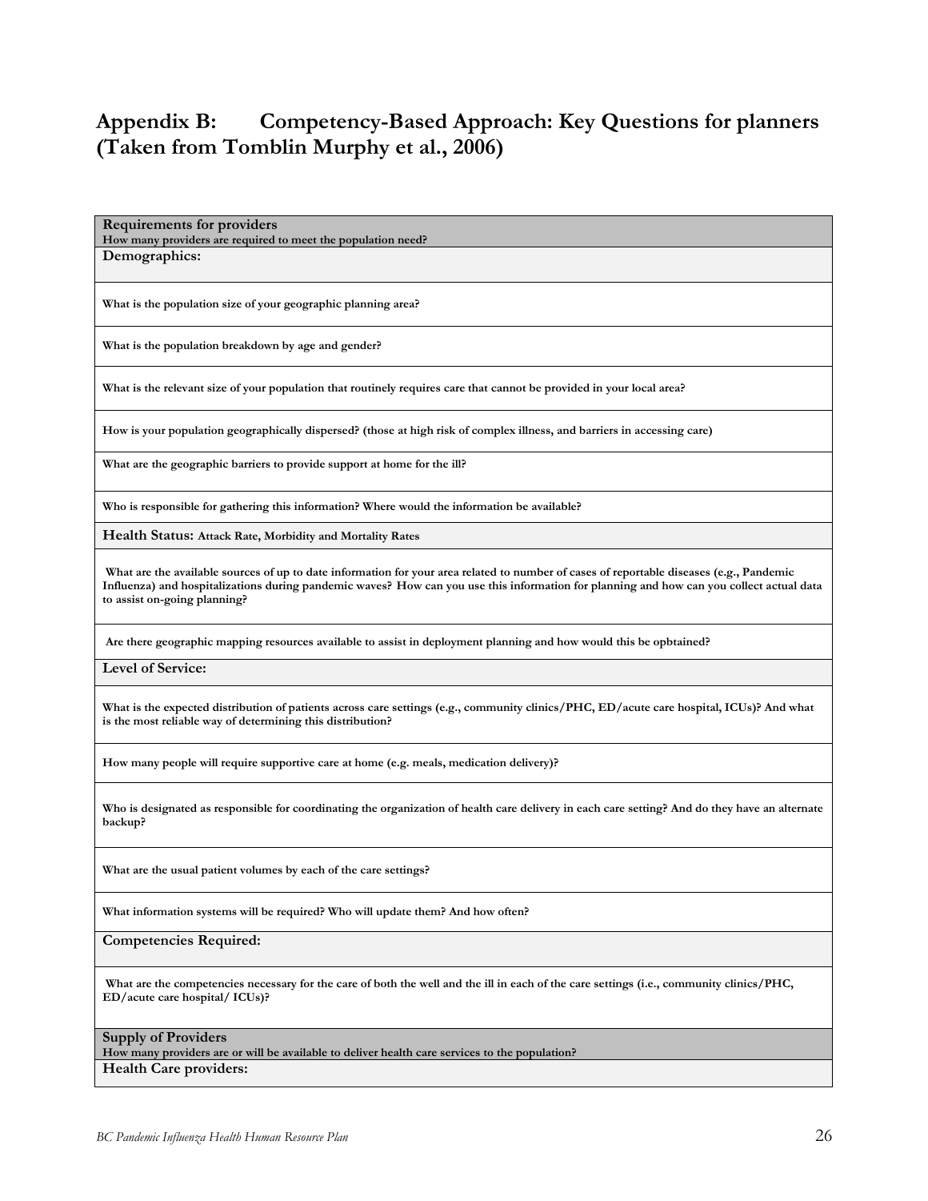# Appendix B: Competency-Based Approach: Key Questions for planners (Taken from Tomblin Murphy et al., 2006)

| **Requirements for providers**<br>**How many providers are required to meet the population need?** |
|---|
| **Demographics:** |
| **What is the population size of your geographic planning area?** |
| **What is the population breakdown by age and gender?** |
| **What is the relevant size of your population that routinely requires care that cannot be provided in your local area?** |
| **How is your population geographically dispersed? (those at high risk of complex illness, and barriers in accessing care)** |
| **What are the geographic barriers to provide support at home for the ill?** |
| **Who is responsible for gathering this information? Where would the information be available?** |
| **Health Status: Attack Rate, Morbidity and Mortality Rates** |
| **What are the available sources of up to date information for your area related to number of cases of reportable diseases (e.g., Pandemic Influenza) and hospitalizations during pandemic waves? How can you use this information for planning and how can you collect actual data to assist on-going planning?** |
| **Are there geographic mapping resources available to assist in deployment planning and how would this be opbtained?** |
| **Level of Service:** |
| **What is the expected distribution of patients across care settings (e.g., community clinics/PHC, ED/acute care hospital, ICUs)? And what is the most reliable way of determining this distribution?** |
| **How many people will require supportive care at home (e.g. meals, medication delivery)?** |
| **Who is designated as responsible for coordinating the organization of health care delivery in each care setting? And do they have an alternate backup?** |
| **What are the usual patient volumes by each of the care settings?** |
| **What information systems will be required? Who will update them? And how often?** |
| **Competencies Required:** |
| **What are the competencies necessary for the care of both the well and the ill in each of the care settings (i.e., community clinics/PHC, ED/acute care hospital/ ICUs)?** |
| **Supply of Providers**<br>**How many providers are or will be available to deliver health care services to the population?** |
| **Health Care providers:** |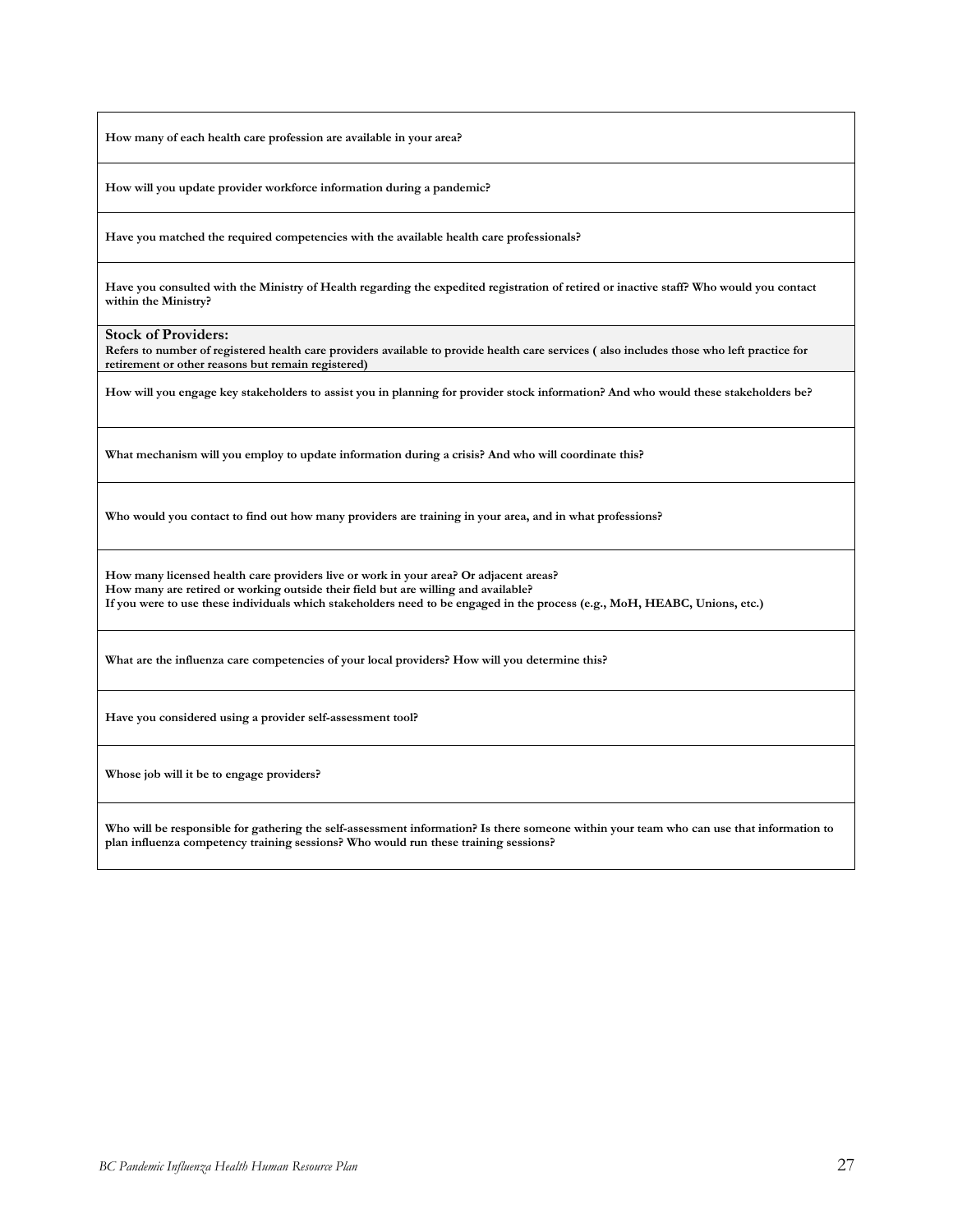| |
|---|
| **How many of each health care profession are available in your area?** |
| **How will you update provider workforce information during a pandemic?** |
| **Have you matched the required competencies with the available health care professionals?** |
| **Have you consulted with the Ministry of Health regarding the expedited registration of retired or inactive staff? Who would you contact within the Ministry?** |
| **Stock of Providers:** **Refers to number of registered health care providers available to provide health care services ( also includes those who left practice for retirement or other reasons but remain registered)** |
| **How will you engage key stakeholders to assist you in planning for provider stock information? And who would these stakeholders be?** |
| **What mechanism will you employ to update information during a crisis? And who will coordinate this?** |
| **Who would you contact to find out how many providers are training in your area, and in what professions?** |
| **How many licensed health care providers live or work in your area? Or adjacent areas?** **How many are retired or working outside their field but are willing and available?** **If you were to use these individuals which stakeholders need to be engaged in the process (e.g., MoH, HEABC, Unions, etc.)** |
| **What are the influenza care competencies of your local providers? How will you determine this?** |
| **Have you considered using a provider self-assessment tool?** |
| **Whose job will it be to engage providers?** |
| **Who will be responsible for gathering the self-assessment information? Is there someone within your team who can use that information to plan influenza competency training sessions? Who would run these training sessions?** |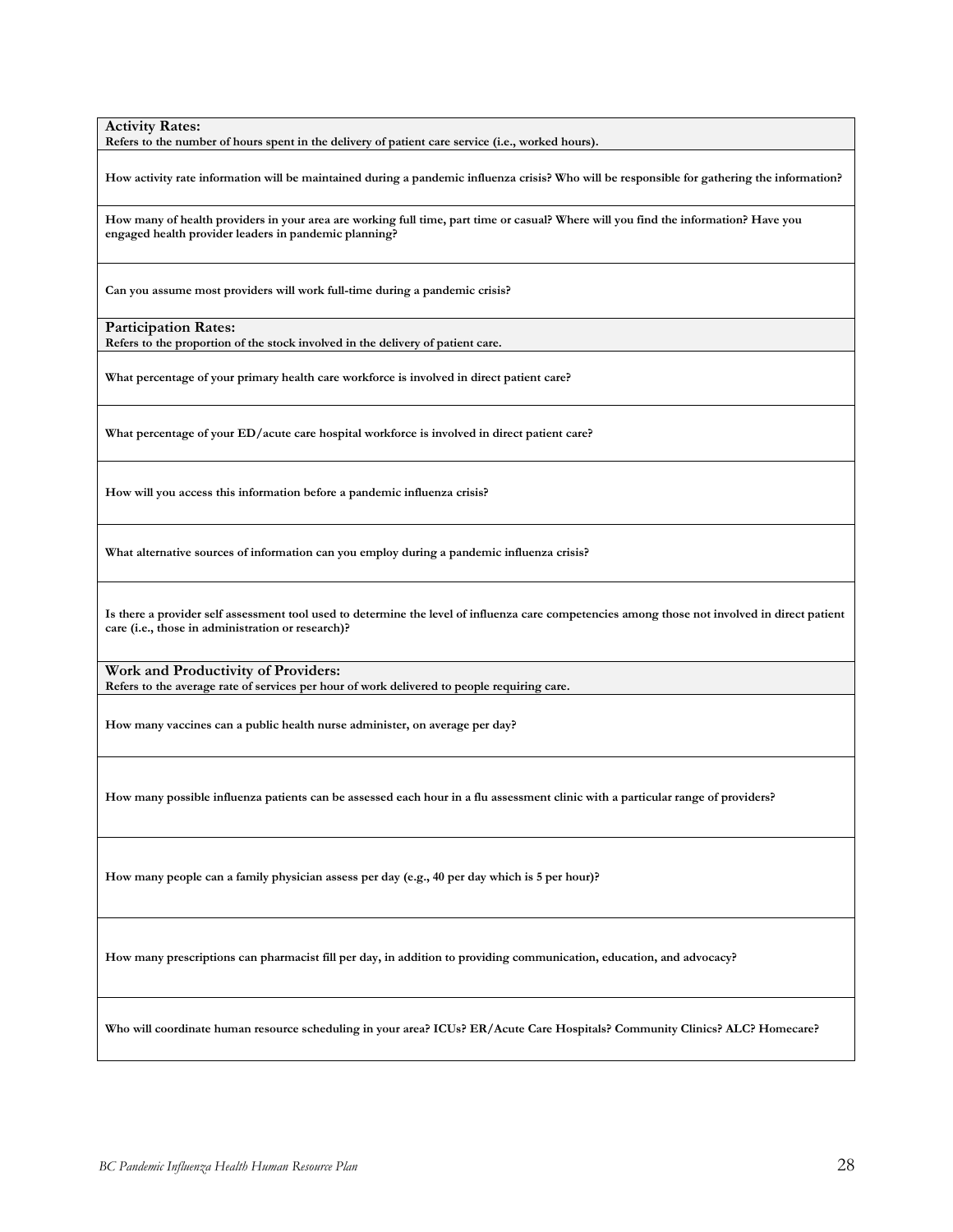| **Activity Rates:**<br>**Refers to the number of hours spent in the delivery of patient care service (i.e., worked hours).** |
| --- |
| **How activity rate information will be maintained during a pandemic influenza crisis? Who will be responsible for gathering the information?** |
| **How many of health providers in your area are working full time, part time or casual? Where will you find the information? Have you engaged health provider leaders in pandemic planning?** |
| **Can you assume most providers will work full-time during a pandemic crisis?** |
| **Participation Rates:**<br>**Refers to the proportion of the stock involved in the delivery of patient care.** |
| **What percentage of your primary health care workforce is involved in direct patient care?** |
| **What percentage of your ED/acute care hospital workforce is involved in direct patient care?** |
| **How will you access this information before a pandemic influenza crisis?** |
| **What alternative sources of information can you employ during a pandemic influenza crisis?** |
| **Is there a provider self assessment tool used to determine the level of influenza care competencies among those not involved in direct patient care (i.e., those in administration or research)?** |
| **Work and Productivity of Providers:**<br>**Refers to the average rate of services per hour of work delivered to people requiring care.** |
| **How many vaccines can a public health nurse administer, on average per day?** |
| **How many possible influenza patients can be assessed each hour in a flu assessment clinic with a particular range of providers?** |
| **How many people can a family physician assess per day (e.g., 40 per day which is 5 per hour)?** |
| **How many prescriptions can pharmacist fill per day, in addition to providing communication, education, and advocacy?** |
| **Who will coordinate human resource scheduling in your area? ICUs? ER/Acute Care Hospitals? Community Clinics? ALC? Homecare?** |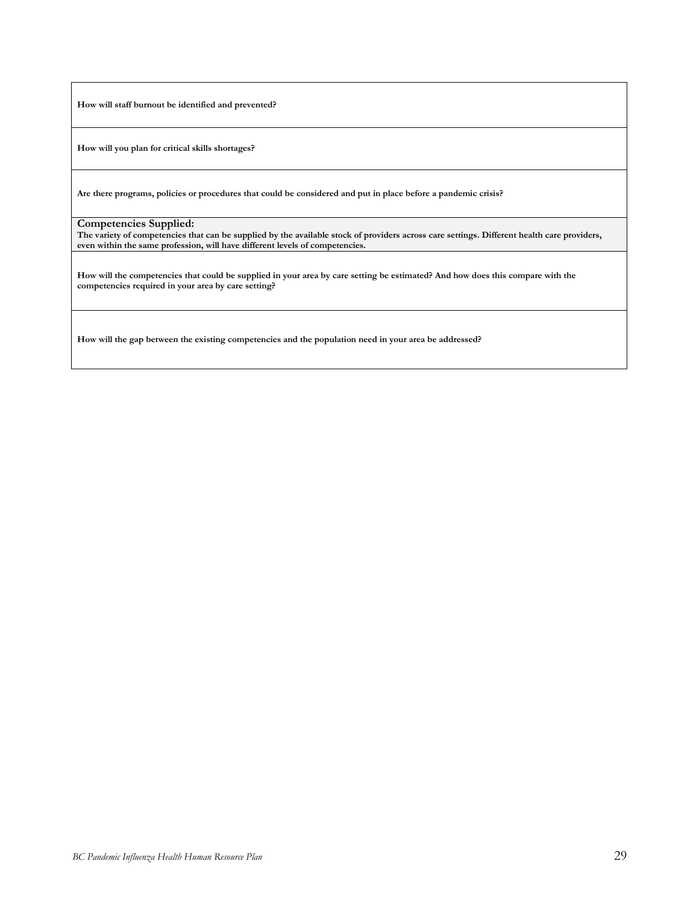**How will staff burnout be identified and prevented?**

**How will you plan for critical skills shortages?**

**Are there programs, policies or procedures that could be considered and put in place before a pandemic crisis?**

**Competencies Supplied:**

**The variety of competencies that can be supplied by the available stock of providers across care settings. Different health care providers, even within the same profession, will have different levels of competencies.**

**How will the competencies that could be supplied in your area by care setting be estimated? And how does this compare with the competencies required in your area by care setting?**

**How will the gap between the existing competencies and the population need in your area be addressed?**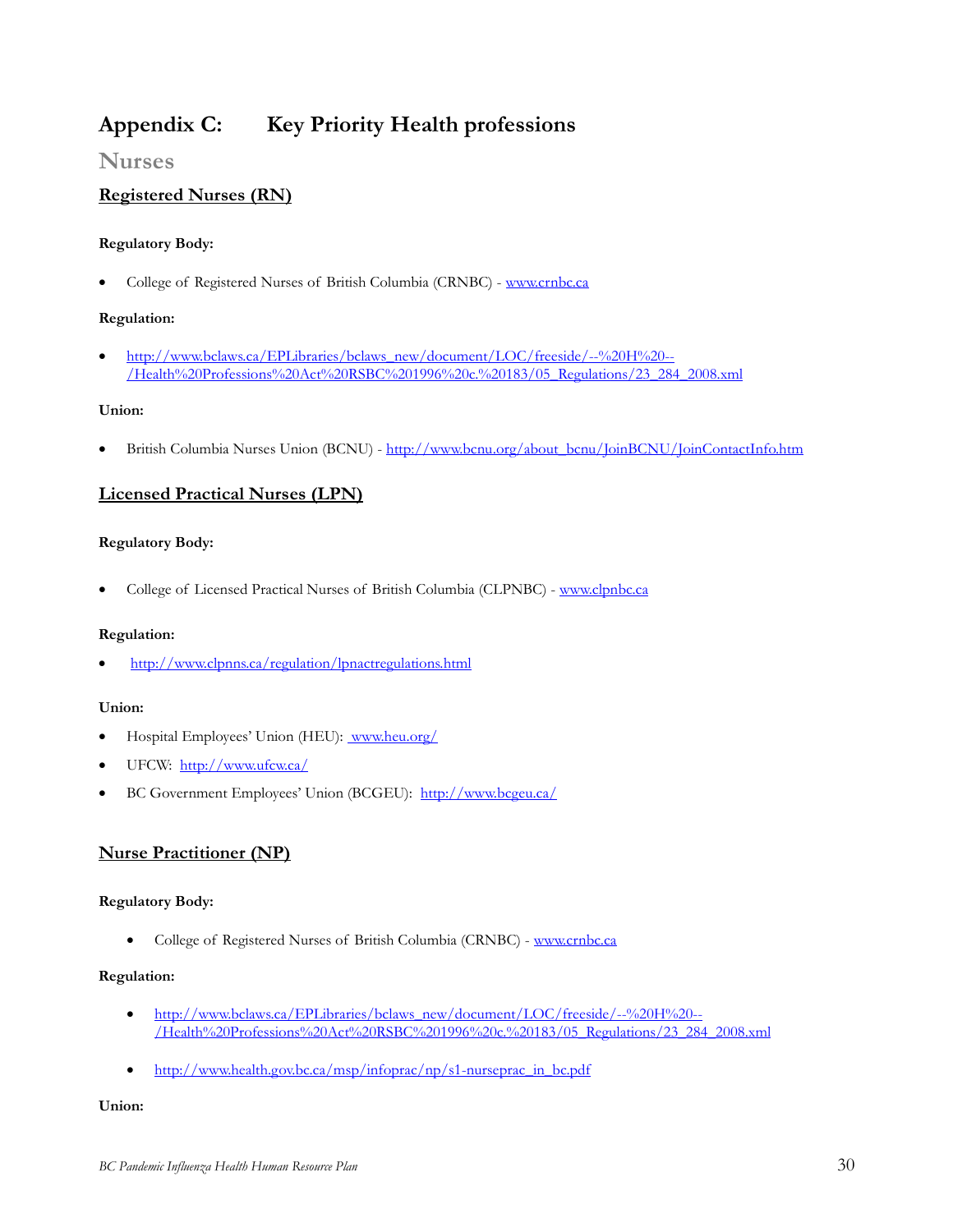# Appendix C: Key Priority Health professions

## Nurses

### Registered Nurses (RN)

**Regulatory Body:**

- College of Registered Nurses of British Columbia (CRNBC) - www.crnbc.ca

**Regulation:**

- http://www.bclaws.ca/EPLibraries/bclaws_new/document/LOC/freeside/--%20H%20--/Health%20Professions%20Act%20RSBC%201996%20c.%20183/05_Regulations/23_284_2008.xml

**Union:**

- British Columbia Nurses Union (BCNU) - http://www.bcnu.org/about_bcnu/JoinBCNU/JoinContactInfo.htm

### Licensed Practical Nurses (LPN)

**Regulatory Body:**

- College of Licensed Practical Nurses of British Columbia (CLPNBC) - www.clpnbc.ca

**Regulation:**

- http://www.clpnns.ca/regulation/lpnactregulations.html

**Union:**

- Hospital Employees' Union (HEU): www.heu.org/
- UFCW: http://www.ufcw.ca/
- BC Government Employees' Union (BCGEU): http://www.bcgeu.ca/

### Nurse Practitioner (NP)

**Regulatory Body:**

- College of Registered Nurses of British Columbia (CRNBC) - www.crnbc.ca

**Regulation:**

- http://www.bclaws.ca/EPLibraries/bclaws_new/document/LOC/freeside/--%20H%20--/Health%20Professions%20Act%20RSBC%201996%20c.%20183/05_Regulations/23_284_2008.xml
- http://www.health.gov.bc.ca/msp/infoprac/np/s1-nurseprac_in_bc.pdf

**Union:**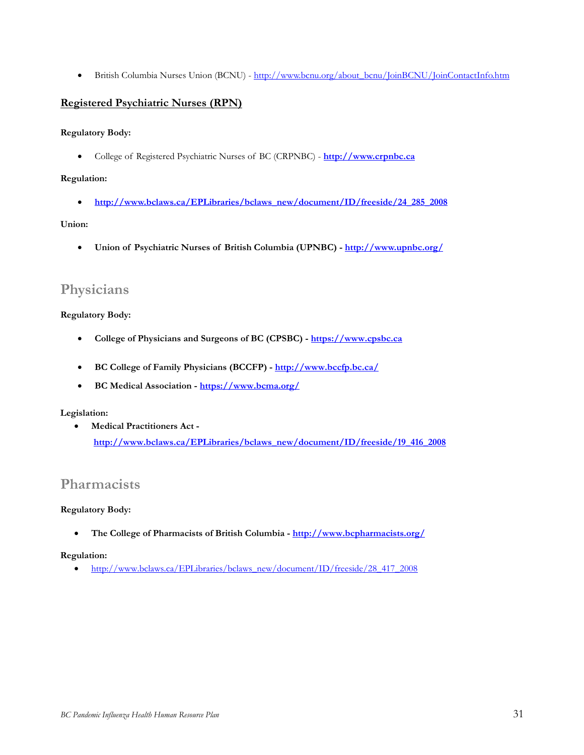- British Columbia Nurses Union (BCNU) - http://www.bcnu.org/about_bcnu/JoinBCNU/JoinContactInfo.htm

### Registered Psychiatric Nurses (RPN)

**Regulatory Body:**

- College of Registered Psychiatric Nurses of BC (CRPNBC) - **http://www.crpnbc.ca**

**Regulation:**

- **http://www.bclaws.ca/EPLibraries/bclaws_new/document/ID/freeside/24_285_2008**

**Union:**

- **Union of Psychiatric Nurses of British Columbia (UPNBC) - http://www.upnbc.org/**

## Physicians

**Regulatory Body:**

- **College of Physicians and Surgeons of BC (CPSBC) - https://www.cpsbc.ca**
- **BC College of Family Physicians (BCCFP) - http://www.bccfp.bc.ca/**
- **BC Medical Association - https://www.bcma.org/**

**Legislation:**

- **Medical Practitioners Act - http://www.bclaws.ca/EPLibraries/bclaws_new/document/ID/freeside/19_416_2008**

## Pharmacists

**Regulatory Body:**

- **The College of Pharmacists of British Columbia - http://www.bcpharmacists.org/**

**Regulation:**

- http://www.bclaws.ca/EPLibraries/bclaws_new/document/ID/freeside/28_417_2008